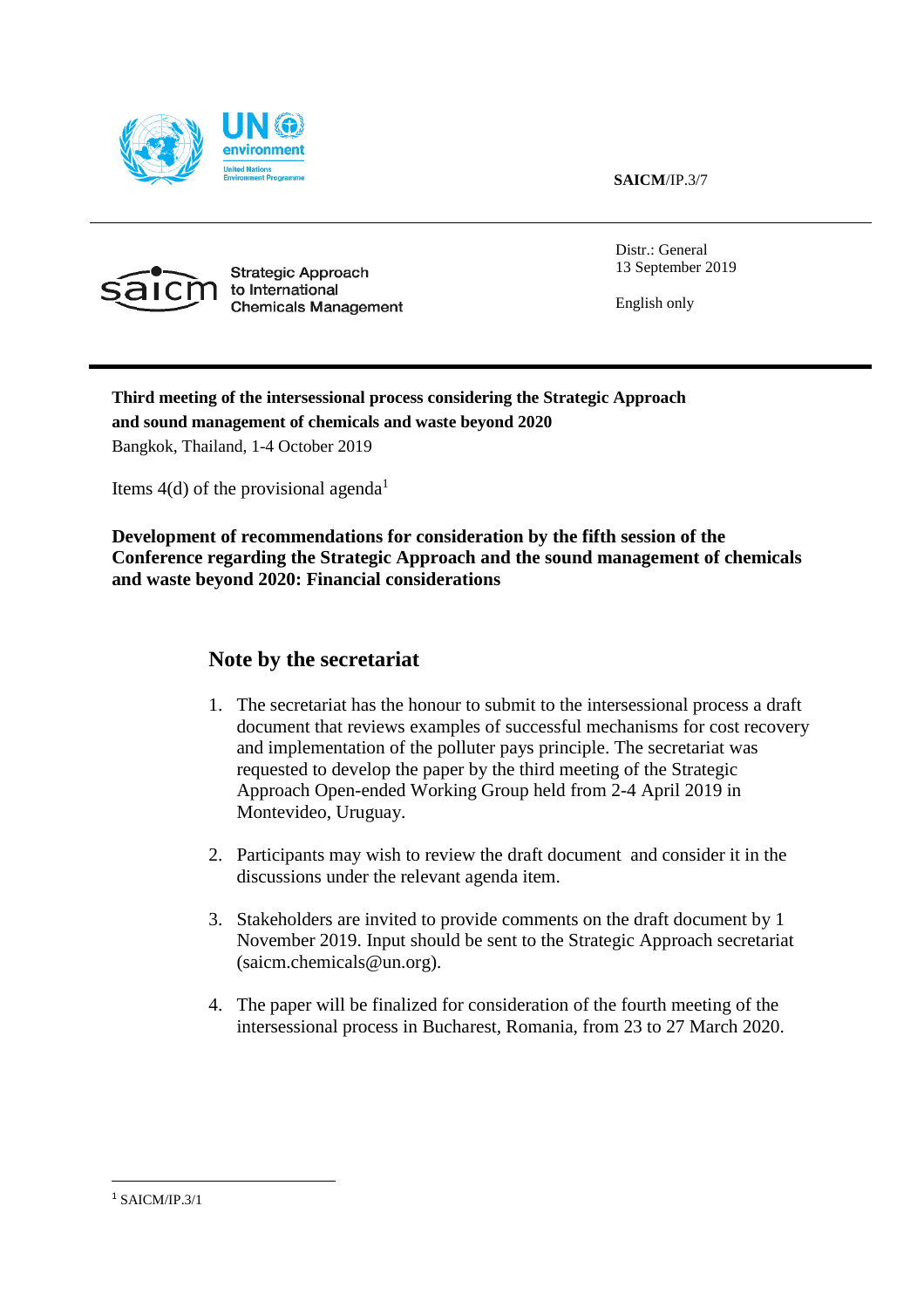**SAICM**/IP.3/7

Strategic Approach to International Chemicals Management

Distr.: General
13 September 2019

English only

**Third meeting of the intersessional process considering the Strategic Approach and sound management of chemicals and waste beyond 2020**
Bangkok, Thailand, 1-4 October 2019

Items 4(d) of the provisional agenda[1]

**Development of recommendations for consideration by the fifth session of the Conference regarding the Strategic Approach and the sound management of chemicals and waste beyond 2020: Financial considerations**

## Note by the secretariat

1. The secretariat has the honour to submit to the intersessional process a draft document that reviews examples of successful mechanisms for cost recovery and implementation of the polluter pays principle. The secretariat was requested to develop the paper by the third meeting of the Strategic Approach Open-ended Working Group held from 2-4 April 2019 in Montevideo, Uruguay.

2. Participants may wish to review the draft document and consider it in the discussions under the relevant agenda item.

3. Stakeholders are invited to provide comments on the draft document by 1 November 2019. Input should be sent to the Strategic Approach secretariat (saicm.chemicals@un.org).

4. The paper will be finalized for consideration of the fourth meeting of the intersessional process in Bucharest, Romania, from 23 to 27 March 2020.

[1] SAICM/IP.3/1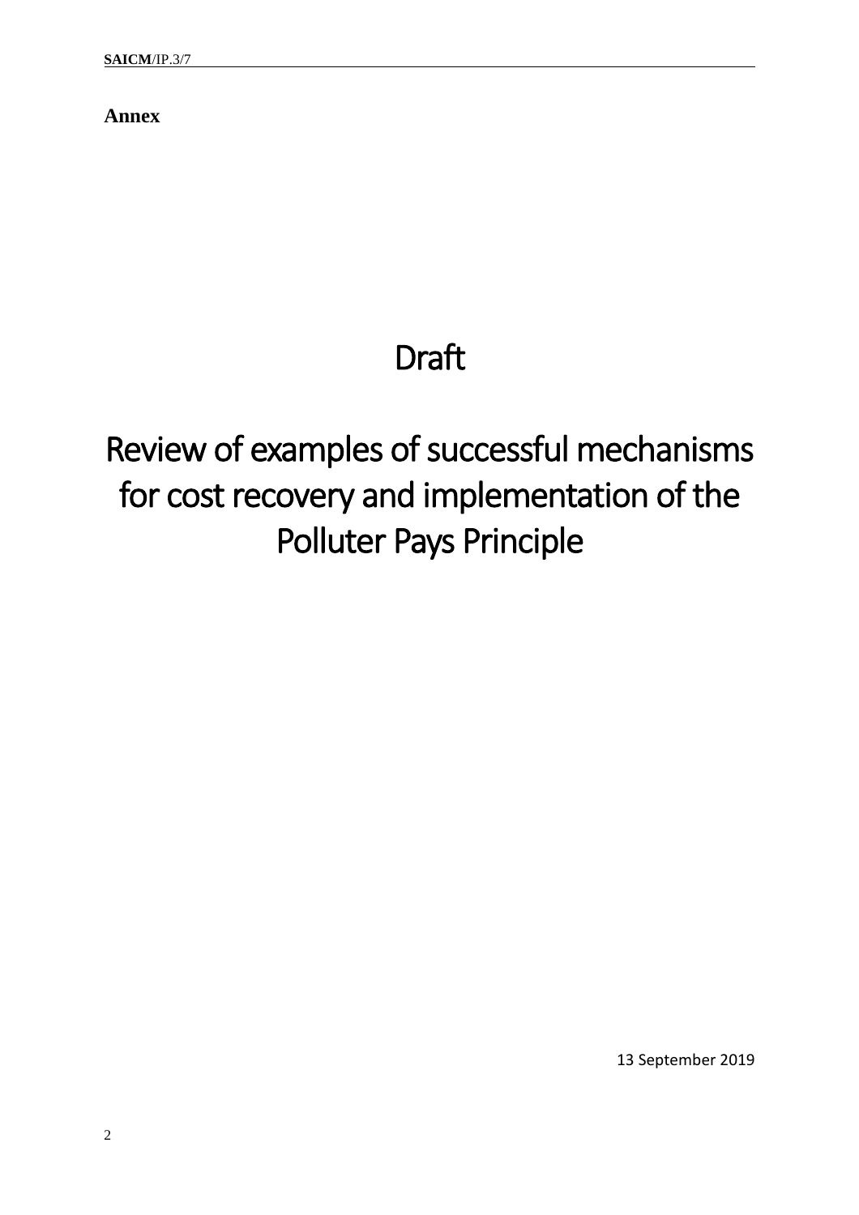**Annex**

# Draft

# Review of examples of successful mechanisms for cost recovery and implementation of the Polluter Pays Principle

13 September 2019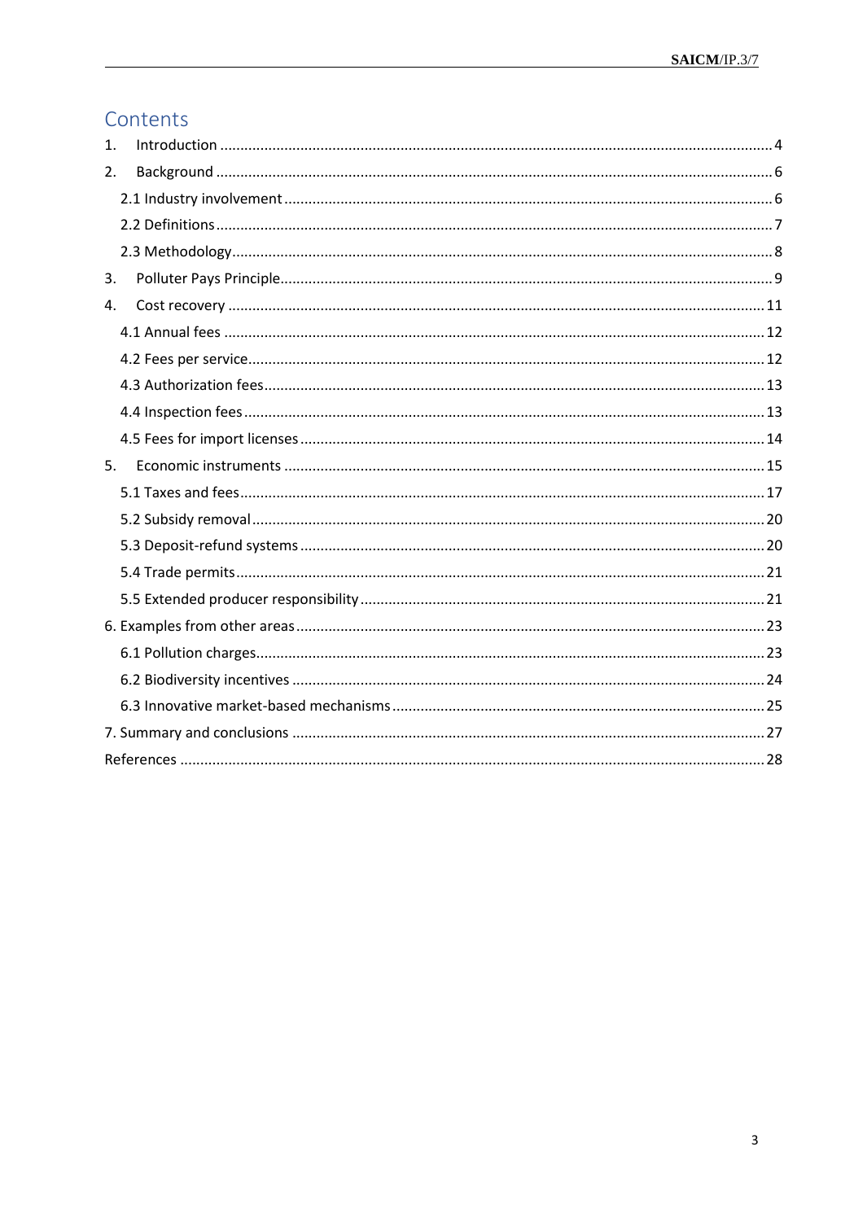# Contents

1. Introduction ........................................................................................................................................ 4
2. Background ......................................................................................................................................... 6
   - 2.1 Industry involvement ........................................................................................................................ 6
   - 2.2 Definitions ......................................................................................................................................... 7
   - 2.3 Methodology ..................................................................................................................................... 8
3. Polluter Pays Principle ......................................................................................................................... 9
4. Cost recovery .................................................................................................................................... 11
   - 4.1 Annual fees ..................................................................................................................................... 12
   - 4.2 Fees per service ............................................................................................................................... 12
   - 4.3 Authorization fees ........................................................................................................................... 13
   - 4.4 Inspection fees ................................................................................................................................ 13
   - 4.5 Fees for import licenses .................................................................................................................. 14
5. Economic instruments ...................................................................................................................... 15
   - 5.1 Taxes and fees ................................................................................................................................. 17
   - 5.2 Subsidy removal .............................................................................................................................. 20
   - 5.3 Deposit-refund systems .................................................................................................................. 20
   - 5.4 Trade permits .................................................................................................................................. 21
   - 5.5 Extended producer responsibility .................................................................................................... 21

6. Examples from other areas ................................................................................................................... 23
   - 6.1 Pollution charges ............................................................................................................................. 23
   - 6.2 Biodiversity incentives .................................................................................................................... 24
   - 6.3 Innovative market-based mechanisms ............................................................................................ 25

7. Summary and conclusions .................................................................................................................... 27

References ................................................................................................................................................ 28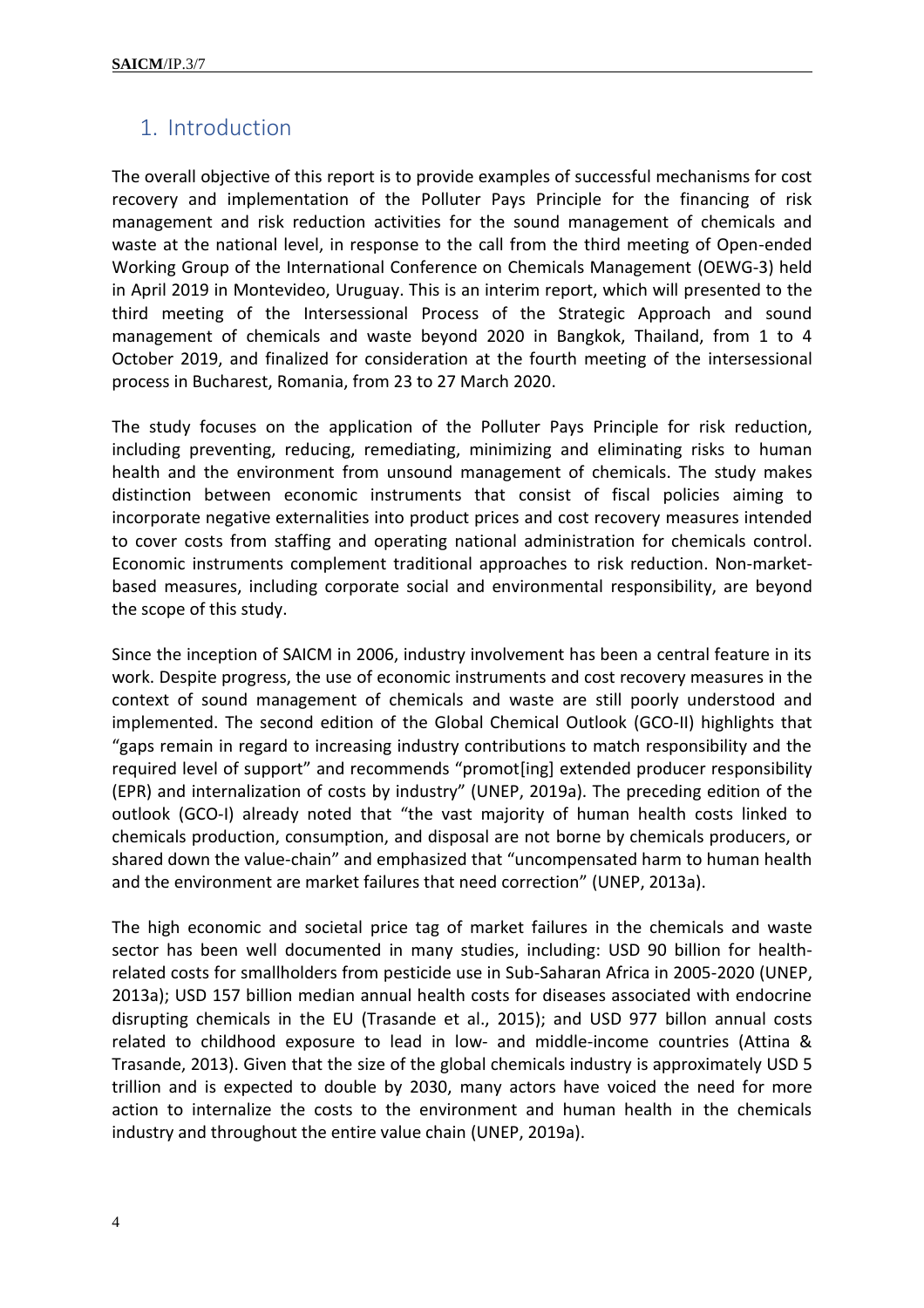## 1. Introduction

The overall objective of this report is to provide examples of successful mechanisms for cost recovery and implementation of the Polluter Pays Principle for the financing of risk management and risk reduction activities for the sound management of chemicals and waste at the national level, in response to the call from the third meeting of Open-ended Working Group of the International Conference on Chemicals Management (OEWG-3) held in April 2019 in Montevideo, Uruguay. This is an interim report, which will presented to the third meeting of the Intersessional Process of the Strategic Approach and sound management of chemicals and waste beyond 2020 in Bangkok, Thailand, from 1 to 4 October 2019, and finalized for consideration at the fourth meeting of the intersessional process in Bucharest, Romania, from 23 to 27 March 2020.

The study focuses on the application of the Polluter Pays Principle for risk reduction, including preventing, reducing, remediating, minimizing and eliminating risks to human health and the environment from unsound management of chemicals. The study makes distinction between economic instruments that consist of fiscal policies aiming to incorporate negative externalities into product prices and cost recovery measures intended to cover costs from staffing and operating national administration for chemicals control. Economic instruments complement traditional approaches to risk reduction. Non-market-based measures, including corporate social and environmental responsibility, are beyond the scope of this study.

Since the inception of SAICM in 2006, industry involvement has been a central feature in its work. Despite progress, the use of economic instruments and cost recovery measures in the context of sound management of chemicals and waste are still poorly understood and implemented. The second edition of the Global Chemical Outlook (GCO-II) highlights that "gaps remain in regard to increasing industry contributions to match responsibility and the required level of support" and recommends "promot[ing] extended producer responsibility (EPR) and internalization of costs by industry" (UNEP, 2019a). The preceding edition of the outlook (GCO-I) already noted that "the vast majority of human health costs linked to chemicals production, consumption, and disposal are not borne by chemicals producers, or shared down the value-chain" and emphasized that "uncompensated harm to human health and the environment are market failures that need correction" (UNEP, 2013a).

The high economic and societal price tag of market failures in the chemicals and waste sector has been well documented in many studies, including: USD 90 billion for health-related costs for smallholders from pesticide use in Sub-Saharan Africa in 2005-2020 (UNEP, 2013a); USD 157 billion median annual health costs for diseases associated with endocrine disrupting chemicals in the EU (Trasande et al., 2015); and USD 977 billon annual costs related to childhood exposure to lead in low- and middle-income countries (Attina & Trasande, 2013). Given that the size of the global chemicals industry is approximately USD 5 trillion and is expected to double by 2030, many actors have voiced the need for more action to internalize the costs to the environment and human health in the chemicals industry and throughout the entire value chain (UNEP, 2019a).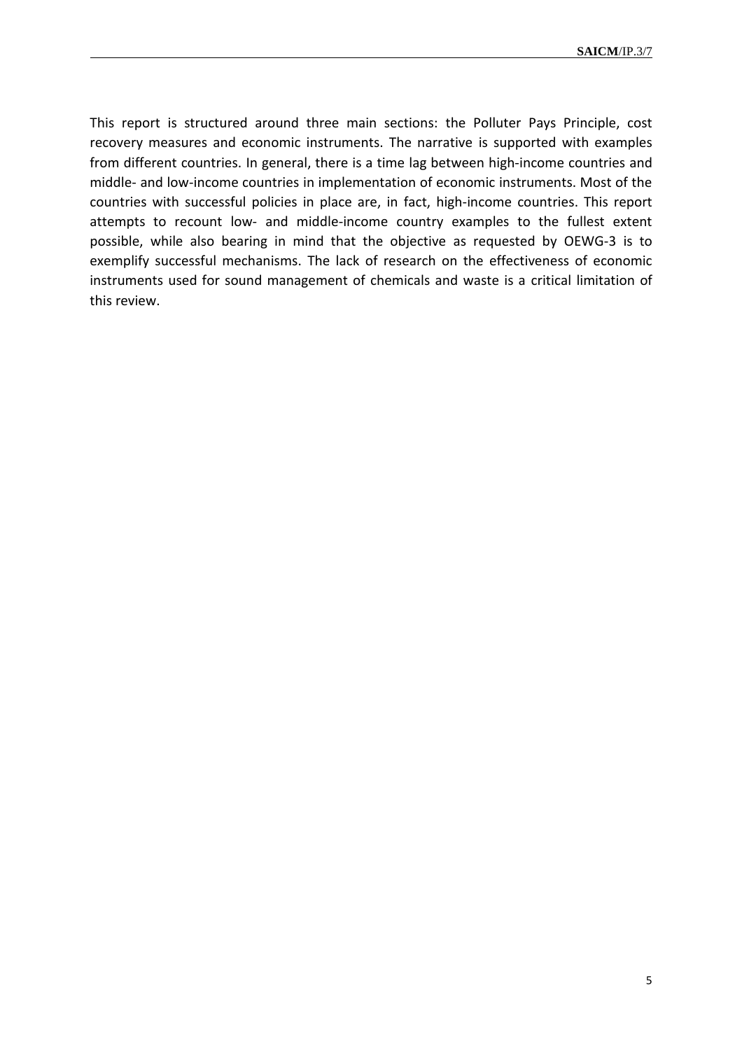This report is structured around three main sections: the Polluter Pays Principle, cost recovery measures and economic instruments. The narrative is supported with examples from different countries. In general, there is a time lag between high-income countries and middle- and low-income countries in implementation of economic instruments. Most of the countries with successful policies in place are, in fact, high-income countries. This report attempts to recount low- and middle-income country examples to the fullest extent possible, while also bearing in mind that the objective as requested by OEWG-3 is to exemplify successful mechanisms. The lack of research on the effectiveness of economic instruments used for sound management of chemicals and waste is a critical limitation of this review.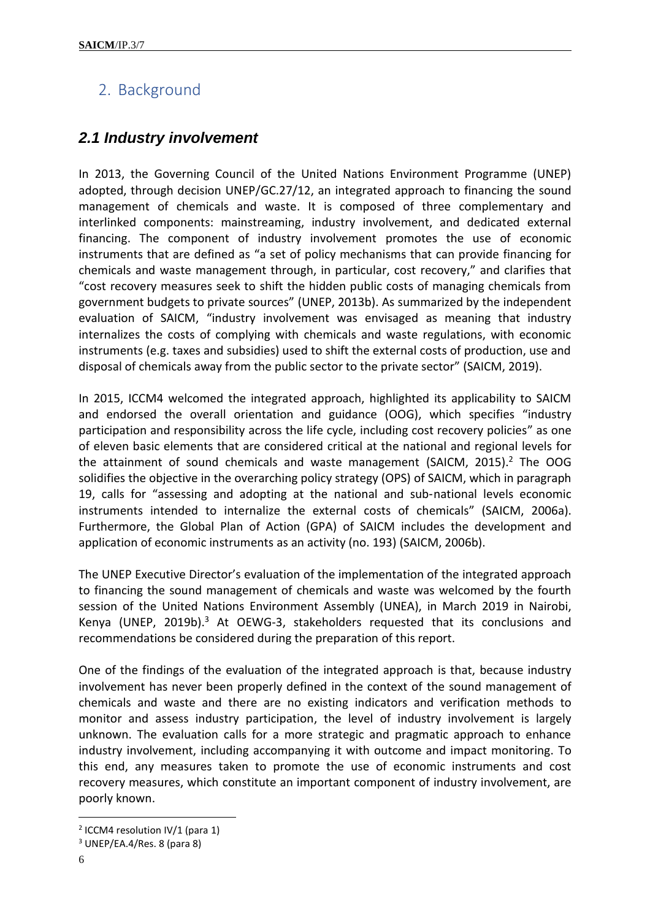## 2. Background

### *2.1 Industry involvement*

In 2013, the Governing Council of the United Nations Environment Programme (UNEP) adopted, through decision UNEP/GC.27/12, an integrated approach to financing the sound management of chemicals and waste. It is composed of three complementary and interlinked components: mainstreaming, industry involvement, and dedicated external financing. The component of industry involvement promotes the use of economic instruments that are defined as "a set of policy mechanisms that can provide financing for chemicals and waste management through, in particular, cost recovery," and clarifies that "cost recovery measures seek to shift the hidden public costs of managing chemicals from government budgets to private sources" (UNEP, 2013b). As summarized by the independent evaluation of SAICM, "industry involvement was envisaged as meaning that industry internalizes the costs of complying with chemicals and waste regulations, with economic instruments (e.g. taxes and subsidies) used to shift the external costs of production, use and disposal of chemicals away from the public sector to the private sector" (SAICM, 2019).

In 2015, ICCM4 welcomed the integrated approach, highlighted its applicability to SAICM and endorsed the overall orientation and guidance (OOG), which specifies "industry participation and responsibility across the life cycle, including cost recovery policies" as one of eleven basic elements that are considered critical at the national and regional levels for the attainment of sound chemicals and waste management (SAICM, 2015).[2] The OOG solidifies the objective in the overarching policy strategy (OPS) of SAICM, which in paragraph 19, calls for "assessing and adopting at the national and sub-national levels economic instruments intended to internalize the external costs of chemicals" (SAICM, 2006a). Furthermore, the Global Plan of Action (GPA) of SAICM includes the development and application of economic instruments as an activity (no. 193) (SAICM, 2006b).

The UNEP Executive Director's evaluation of the implementation of the integrated approach to financing the sound management of chemicals and waste was welcomed by the fourth session of the United Nations Environment Assembly (UNEA), in March 2019 in Nairobi, Kenya (UNEP, 2019b).[3] At OEWG-3, stakeholders requested that its conclusions and recommendations be considered during the preparation of this report.

One of the findings of the evaluation of the integrated approach is that, because industry involvement has never been properly defined in the context of the sound management of chemicals and waste and there are no existing indicators and verification methods to monitor and assess industry participation, the level of industry involvement is largely unknown. The evaluation calls for a more strategic and pragmatic approach to enhance industry involvement, including accompanying it with outcome and impact monitoring. To this end, any measures taken to promote the use of economic instruments and cost recovery measures, which constitute an important component of industry involvement, are poorly known.

[2] ICCM4 resolution IV/1 (para 1)

[3] UNEP/EA.4/Res. 8 (para 8)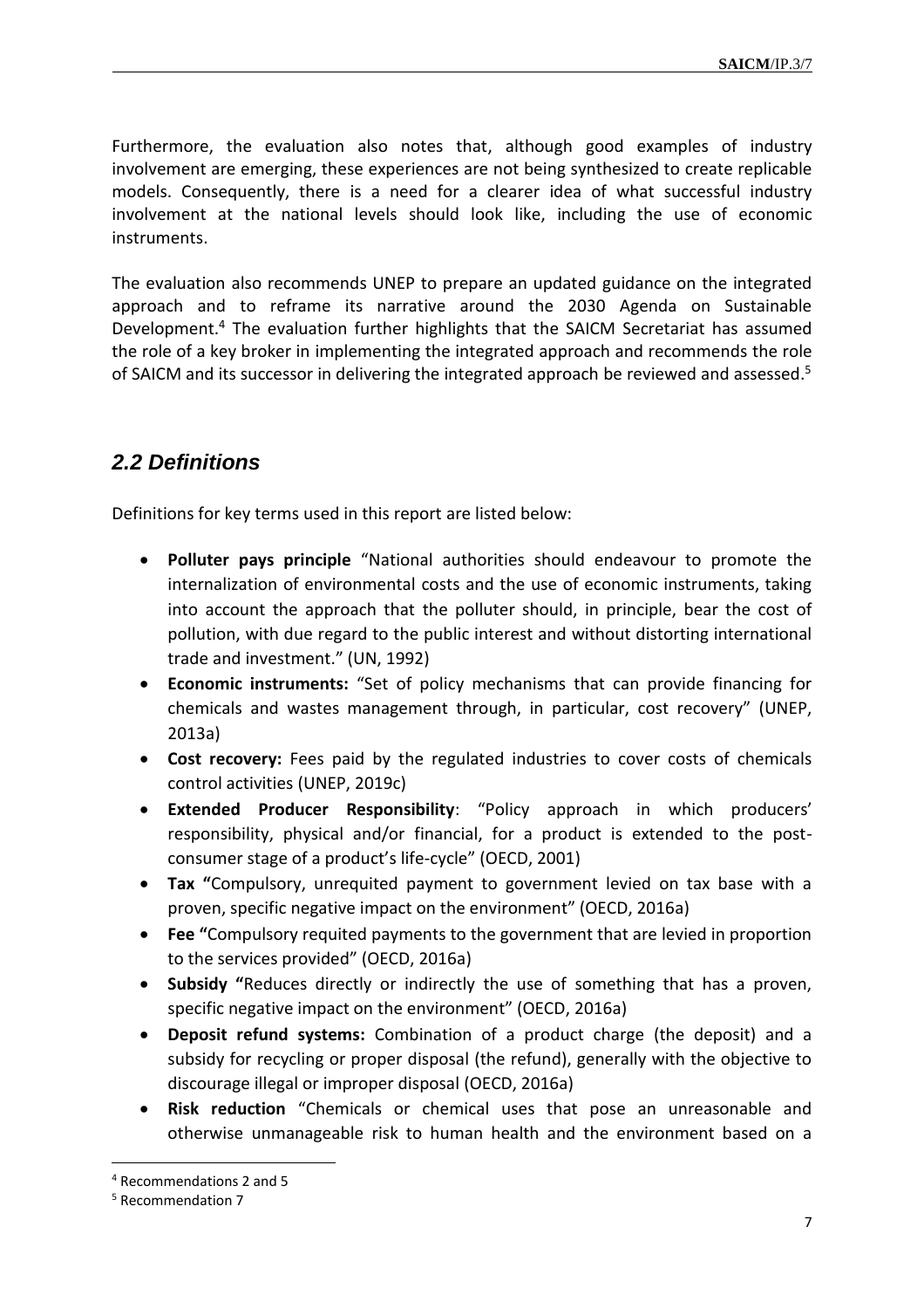Furthermore, the evaluation also notes that, although good examples of industry involvement are emerging, these experiences are not being synthesized to create replicable models. Consequently, there is a need for a clearer idea of what successful industry involvement at the national levels should look like, including the use of economic instruments.

The evaluation also recommends UNEP to prepare an updated guidance on the integrated approach and to reframe its narrative around the 2030 Agenda on Sustainable Development.[4] The evaluation further highlights that the SAICM Secretariat has assumed the role of a key broker in implementing the integrated approach and recommends the role of SAICM and its successor in delivering the integrated approach be reviewed and assessed.[5]

## *2.2 Definitions*

Definitions for key terms used in this report are listed below:

- **Polluter pays principle** "National authorities should endeavour to promote the internalization of environmental costs and the use of economic instruments, taking into account the approach that the polluter should, in principle, bear the cost of pollution, with due regard to the public interest and without distorting international trade and investment." (UN, 1992)
- **Economic instruments:** "Set of policy mechanisms that can provide financing for chemicals and wastes management through, in particular, cost recovery" (UNEP, 2013a)
- **Cost recovery:** Fees paid by the regulated industries to cover costs of chemicals control activities (UNEP, 2019c)
- **Extended Producer Responsibility**: "Policy approach in which producers' responsibility, physical and/or financial, for a product is extended to the post-consumer stage of a product's life-cycle" (OECD, 2001)
- **Tax "**Compulsory, unrequited payment to government levied on tax base with a proven, specific negative impact on the environment" (OECD, 2016a)
- **Fee "**Compulsory requited payments to the government that are levied in proportion to the services provided" (OECD, 2016a)
- **Subsidy "**Reduces directly or indirectly the use of something that has a proven, specific negative impact on the environment" (OECD, 2016a)
- **Deposit refund systems:** Combination of a product charge (the deposit) and a subsidy for recycling or proper disposal (the refund), generally with the objective to discourage illegal or improper disposal (OECD, 2016a)
- **Risk reduction** "Chemicals or chemical uses that pose an unreasonable and otherwise unmanageable risk to human health and the environment based on a

---

[4] Recommendations 2 and 5

[5] Recommendation 7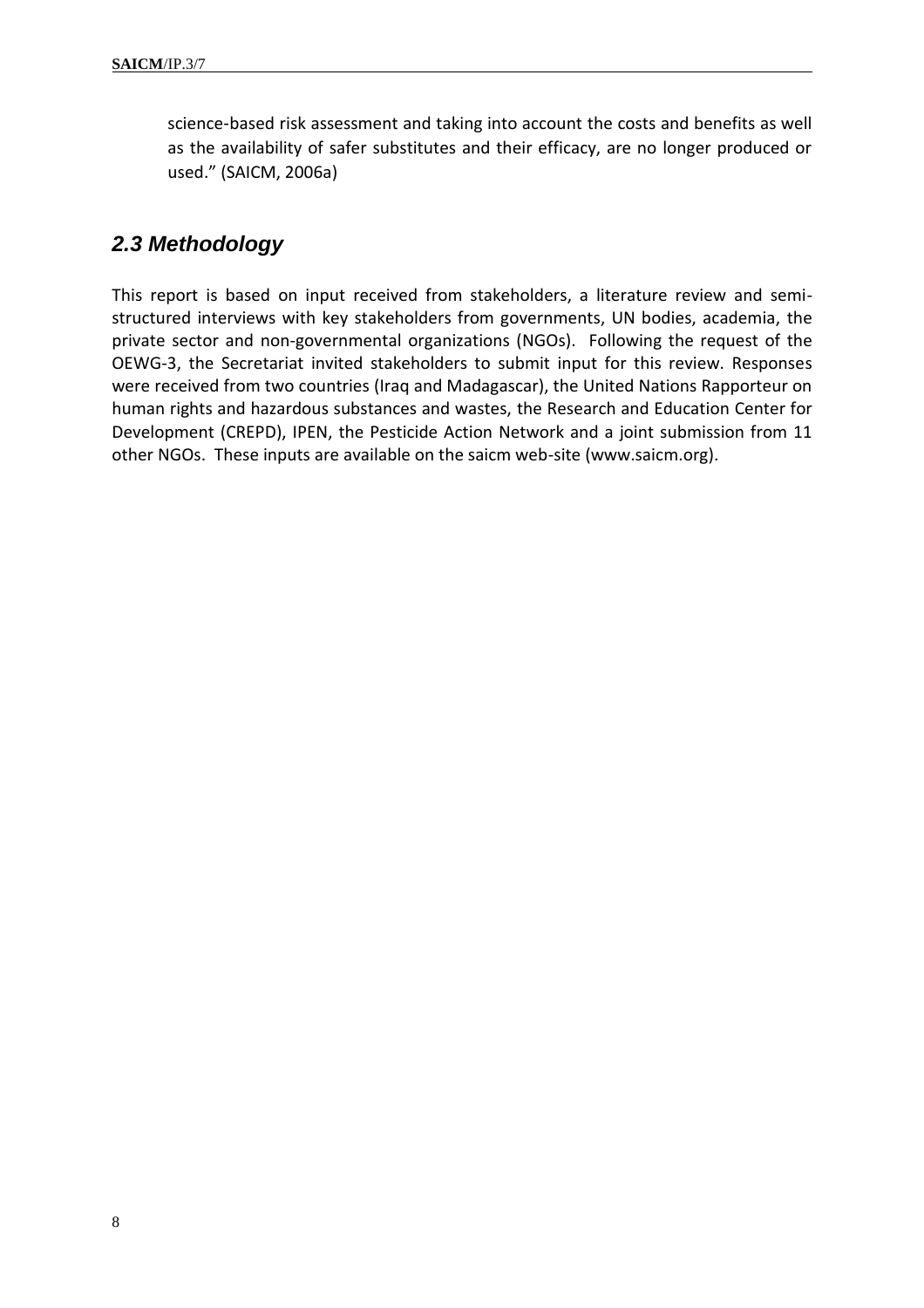science-based risk assessment and taking into account the costs and benefits as well as the availability of safer substitutes and their efficacy, are no longer produced or used." (SAICM, 2006a)

## *2.3 Methodology*

This report is based on input received from stakeholders, a literature review and semi-structured interviews with key stakeholders from governments, UN bodies, academia, the private sector and non-governmental organizations (NGOs). Following the request of the OEWG-3, the Secretariat invited stakeholders to submit input for this review. Responses were received from two countries (Iraq and Madagascar), the United Nations Rapporteur on human rights and hazardous substances and wastes, the Research and Education Center for Development (CREPD), IPEN, the Pesticide Action Network and a joint submission from 11 other NGOs. These inputs are available on the saicm web-site (www.saicm.org).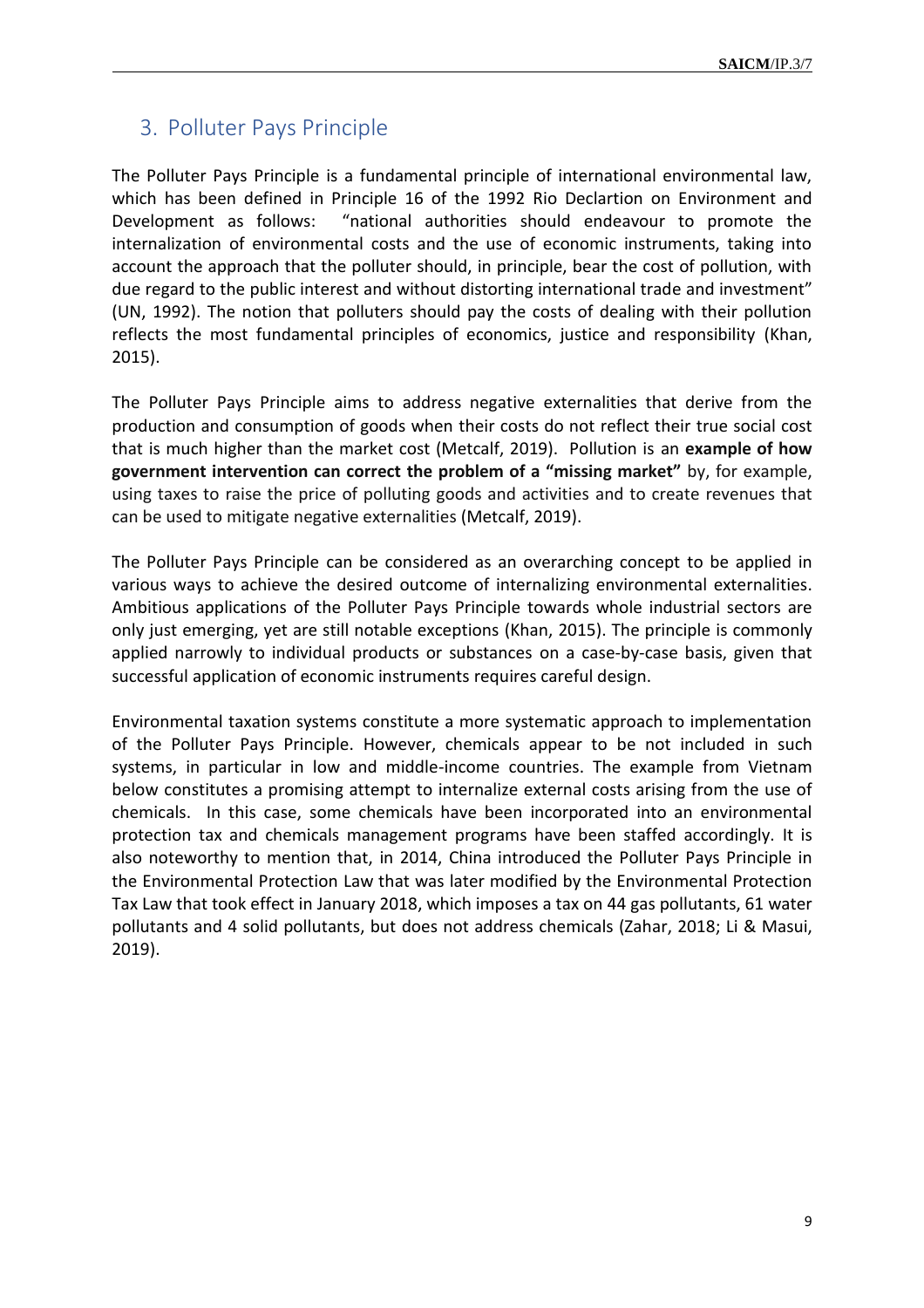## 3. Polluter Pays Principle

The Polluter Pays Principle is a fundamental principle of international environmental law, which has been defined in Principle 16 of the 1992 Rio Declartion on Environment and Development as follows: "national authorities should endeavour to promote the internalization of environmental costs and the use of economic instruments, taking into account the approach that the polluter should, in principle, bear the cost of pollution, with due regard to the public interest and without distorting international trade and investment" (UN, 1992). The notion that polluters should pay the costs of dealing with their pollution reflects the most fundamental principles of economics, justice and responsibility (Khan, 2015).

The Polluter Pays Principle aims to address negative externalities that derive from the production and consumption of goods when their costs do not reflect their true social cost that is much higher than the market cost (Metcalf, 2019). Pollution is an **example of how government intervention can correct the problem of a "missing market"** by, for example, using taxes to raise the price of polluting goods and activities and to create revenues that can be used to mitigate negative externalities (Metcalf, 2019).

The Polluter Pays Principle can be considered as an overarching concept to be applied in various ways to achieve the desired outcome of internalizing environmental externalities. Ambitious applications of the Polluter Pays Principle towards whole industrial sectors are only just emerging, yet are still notable exceptions (Khan, 2015). The principle is commonly applied narrowly to individual products or substances on a case-by-case basis, given that successful application of economic instruments requires careful design.

Environmental taxation systems constitute a more systematic approach to implementation of the Polluter Pays Principle. However, chemicals appear to be not included in such systems, in particular in low and middle-income countries. The example from Vietnam below constitutes a promising attempt to internalize external costs arising from the use of chemicals. In this case, some chemicals have been incorporated into an environmental protection tax and chemicals management programs have been staffed accordingly. It is also noteworthy to mention that, in 2014, China introduced the Polluter Pays Principle in the Environmental Protection Law that was later modified by the Environmental Protection Tax Law that took effect in January 2018, which imposes a tax on 44 gas pollutants, 61 water pollutants and 4 solid pollutants, but does not address chemicals (Zahar, 2018; Li & Masui, 2019).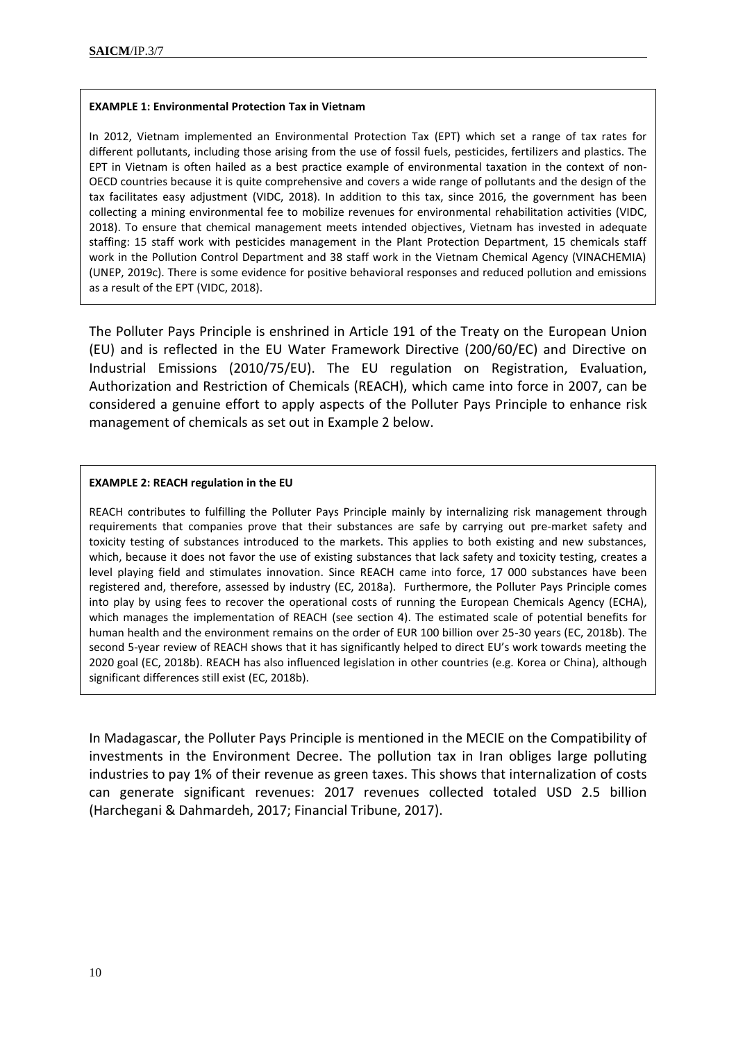**EXAMPLE 1: Environmental Protection Tax in Vietnam**

In 2012, Vietnam implemented an Environmental Protection Tax (EPT) which set a range of tax rates for different pollutants, including those arising from the use of fossil fuels, pesticides, fertilizers and plastics. The EPT in Vietnam is often hailed as a best practice example of environmental taxation in the context of non-OECD countries because it is quite comprehensive and covers a wide range of pollutants and the design of the tax facilitates easy adjustment (VIDC, 2018). In addition to this tax, since 2016, the government has been collecting a mining environmental fee to mobilize revenues for environmental rehabilitation activities (VIDC, 2018). To ensure that chemical management meets intended objectives, Vietnam has invested in adequate staffing: 15 staff work with pesticides management in the Plant Protection Department, 15 chemicals staff work in the Pollution Control Department and 38 staff work in the Vietnam Chemical Agency (VINACHEMIA) (UNEP, 2019c). There is some evidence for positive behavioral responses and reduced pollution and emissions as a result of the EPT (VIDC, 2018).

The Polluter Pays Principle is enshrined in Article 191 of the Treaty on the European Union (EU) and is reflected in the EU Water Framework Directive (200/60/EC) and Directive on Industrial Emissions (2010/75/EU). The EU regulation on Registration, Evaluation, Authorization and Restriction of Chemicals (REACH), which came into force in 2007, can be considered a genuine effort to apply aspects of the Polluter Pays Principle to enhance risk management of chemicals as set out in Example 2 below.

**EXAMPLE 2: REACH regulation in the EU**

REACH contributes to fulfilling the Polluter Pays Principle mainly by internalizing risk management through requirements that companies prove that their substances are safe by carrying out pre-market safety and toxicity testing of substances introduced to the markets. This applies to both existing and new substances, which, because it does not favor the use of existing substances that lack safety and toxicity testing, creates a level playing field and stimulates innovation. Since REACH came into force, 17 000 substances have been registered and, therefore, assessed by industry (EC, 2018a). Furthermore, the Polluter Pays Principle comes into play by using fees to recover the operational costs of running the European Chemicals Agency (ECHA), which manages the implementation of REACH (see section 4). The estimated scale of potential benefits for human health and the environment remains on the order of EUR 100 billion over 25-30 years (EC, 2018b). The second 5-year review of REACH shows that it has significantly helped to direct EU's work towards meeting the 2020 goal (EC, 2018b). REACH has also influenced legislation in other countries (e.g. Korea or China), although significant differences still exist (EC, 2018b).

In Madagascar, the Polluter Pays Principle is mentioned in the MECIE on the Compatibility of investments in the Environment Decree. The pollution tax in Iran obliges large polluting industries to pay 1% of their revenue as green taxes. This shows that internalization of costs can generate significant revenues: 2017 revenues collected totaled USD 2.5 billion (Harchegani & Dahmardeh, 2017; Financial Tribune, 2017).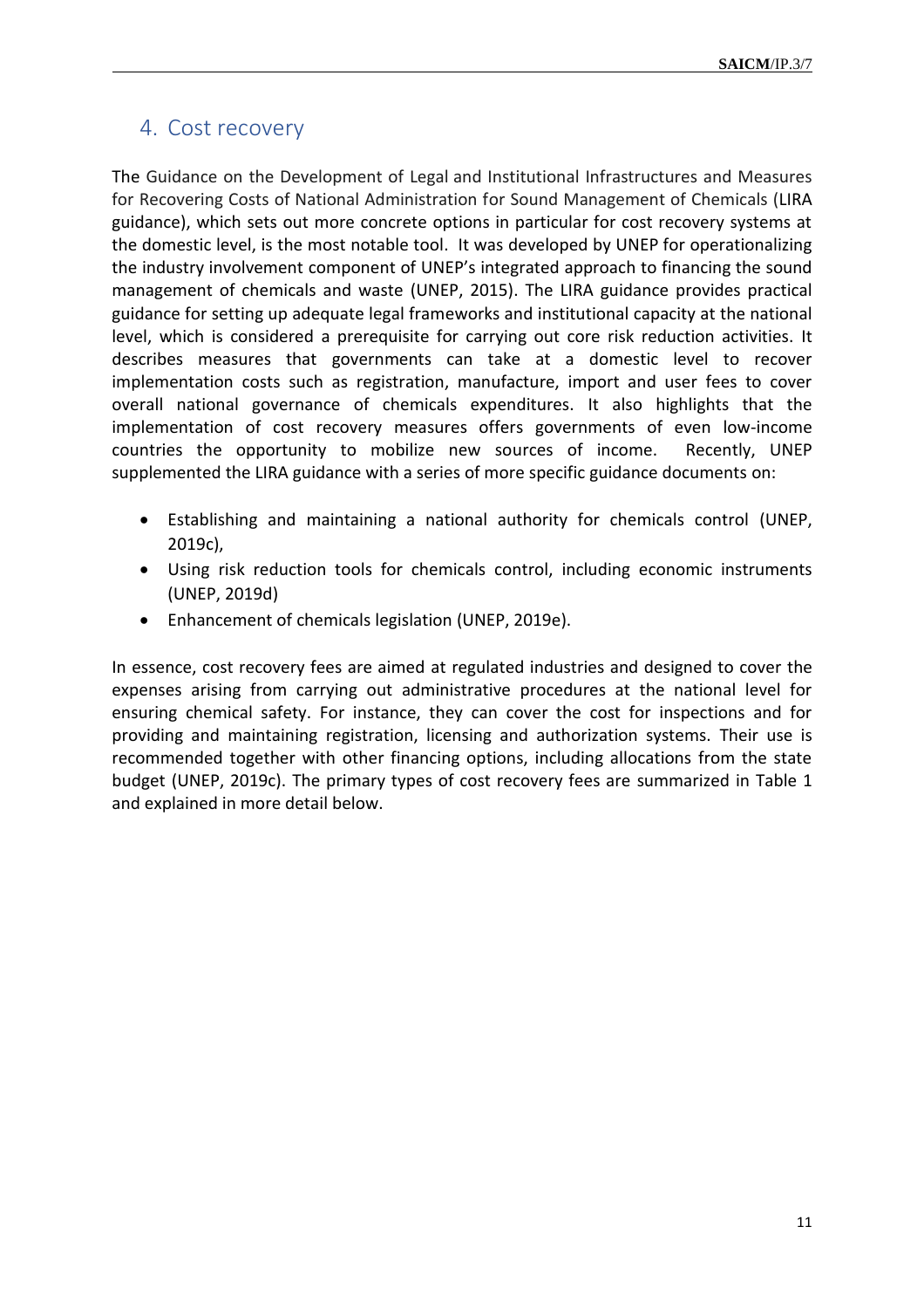## 4. Cost recovery

The Guidance on the Development of Legal and Institutional Infrastructures and Measures for Recovering Costs of National Administration for Sound Management of Chemicals (LIRA guidance), which sets out more concrete options in particular for cost recovery systems at the domestic level, is the most notable tool. It was developed by UNEP for operationalizing the industry involvement component of UNEP's integrated approach to financing the sound management of chemicals and waste (UNEP, 2015). The LIRA guidance provides practical guidance for setting up adequate legal frameworks and institutional capacity at the national level, which is considered a prerequisite for carrying out core risk reduction activities. It describes measures that governments can take at a domestic level to recover implementation costs such as registration, manufacture, import and user fees to cover overall national governance of chemicals expenditures. It also highlights that the implementation of cost recovery measures offers governments of even low-income countries the opportunity to mobilize new sources of income. Recently, UNEP supplemented the LIRA guidance with a series of more specific guidance documents on:

- Establishing and maintaining a national authority for chemicals control (UNEP, 2019c),
- Using risk reduction tools for chemicals control, including economic instruments (UNEP, 2019d)
- Enhancement of chemicals legislation (UNEP, 2019e).

In essence, cost recovery fees are aimed at regulated industries and designed to cover the expenses arising from carrying out administrative procedures at the national level for ensuring chemical safety. For instance, they can cover the cost for inspections and for providing and maintaining registration, licensing and authorization systems. Their use is recommended together with other financing options, including allocations from the state budget (UNEP, 2019c). The primary types of cost recovery fees are summarized in Table 1 and explained in more detail below.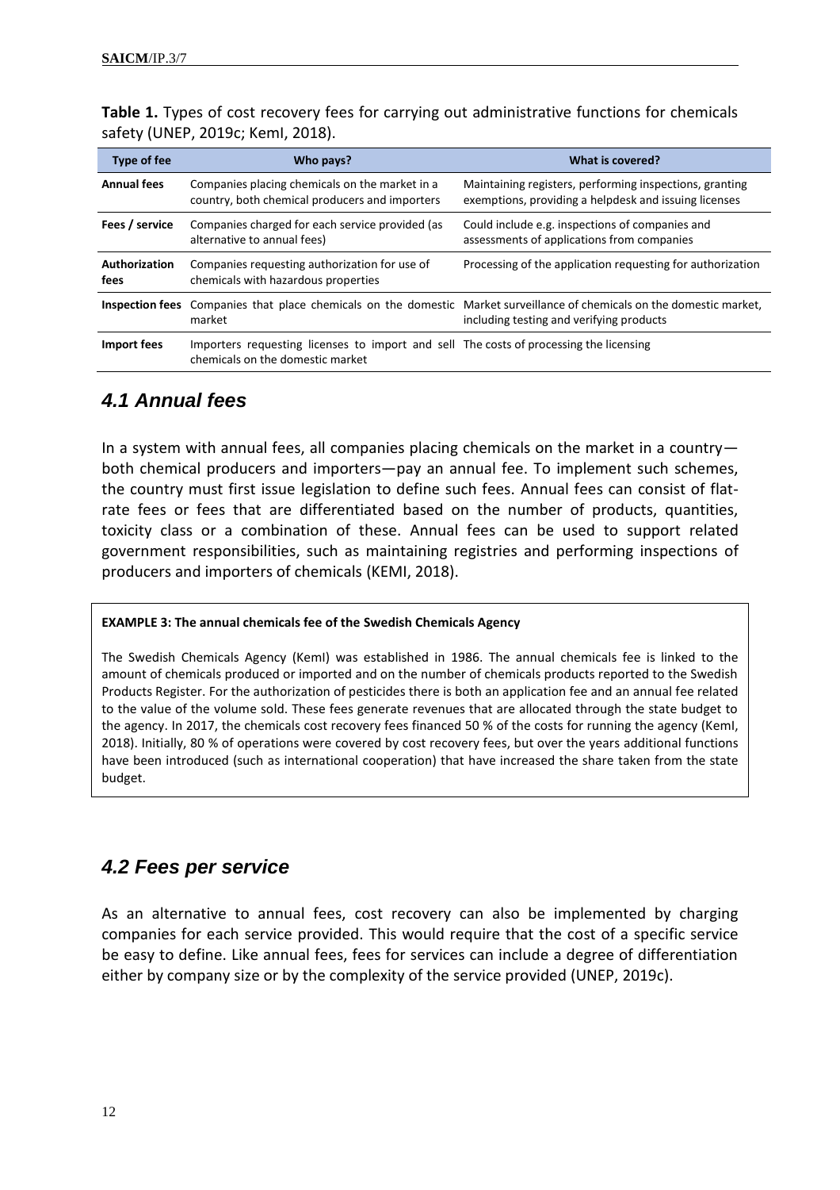**Table 1.** Types of cost recovery fees for carrying out administrative functions for chemicals safety (UNEP, 2019c; KemI, 2018).

| Type of fee | Who pays? | What is covered? |
|---|---|---|
| **Annual fees** | Companies placing chemicals on the market in a country, both chemical producers and importers | Maintaining registers, performing inspections, granting exemptions, providing a helpdesk and issuing licenses |
| **Fees / service** | Companies charged for each service provided (as alternative to annual fees) | Could include e.g. inspections of companies and assessments of applications from companies |
| **Authorization fees** | Companies requesting authorization for use of chemicals with hazardous properties | Processing of the application requesting for authorization |
| **Inspection fees** | Companies that place chemicals on the domestic market | Market surveillance of chemicals on the domestic market, including testing and verifying products |
| **Import fees** | Importers requesting licenses to import and sell chemicals on the domestic market | The costs of processing the licensing |

## 4.1 Annual fees

In a system with annual fees, all companies placing chemicals on the market in a country—both chemical producers and importers—pay an annual fee. To implement such schemes, the country must first issue legislation to define such fees. Annual fees can consist of flat-rate fees or fees that are differentiated based on the number of products, quantities, toxicity class or a combination of these. Annual fees can be used to support related government responsibilities, such as maintaining registries and performing inspections of producers and importers of chemicals (KEMI, 2018).

**EXAMPLE 3: The annual chemicals fee of the Swedish Chemicals Agency**

The Swedish Chemicals Agency (KemI) was established in 1986. The annual chemicals fee is linked to the amount of chemicals produced or imported and on the number of chemicals products reported to the Swedish Products Register. For the authorization of pesticides there is both an application fee and an annual fee related to the value of the volume sold. These fees generate revenues that are allocated through the state budget to the agency. In 2017, the chemicals cost recovery fees financed 50 % of the costs for running the agency (KemI, 2018). Initially, 80 % of operations were covered by cost recovery fees, but over the years additional functions have been introduced (such as international cooperation) that have increased the share taken from the state budget.

## 4.2 Fees per service

As an alternative to annual fees, cost recovery can also be implemented by charging companies for each service provided. This would require that the cost of a specific service be easy to define. Like annual fees, fees for services can include a degree of differentiation either by company size or by the complexity of the service provided (UNEP, 2019c).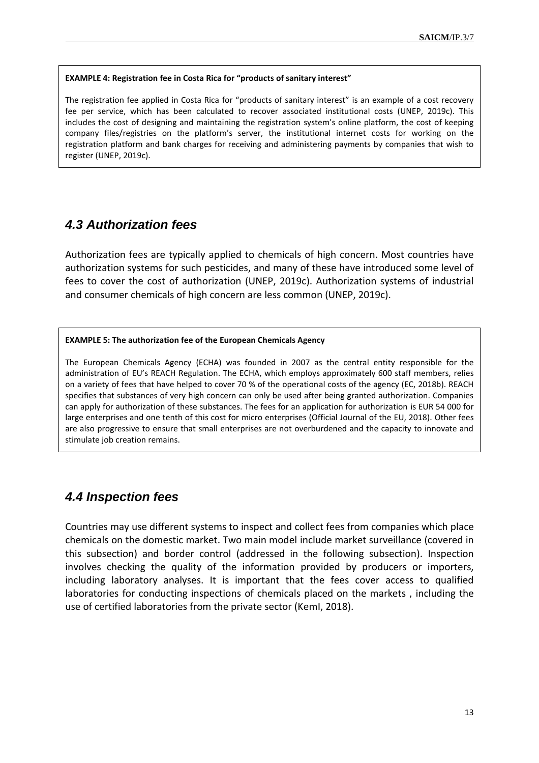**EXAMPLE 4: Registration fee in Costa Rica for "products of sanitary interest"**

The registration fee applied in Costa Rica for "products of sanitary interest" is an example of a cost recovery fee per service, which has been calculated to recover associated institutional costs (UNEP, 2019c). This includes the cost of designing and maintaining the registration system's online platform, the cost of keeping company files/registries on the platform's server, the institutional internet costs for working on the registration platform and bank charges for receiving and administering payments by companies that wish to register (UNEP, 2019c).

## *4.3 Authorization fees*

Authorization fees are typically applied to chemicals of high concern. Most countries have authorization systems for such pesticides, and many of these have introduced some level of fees to cover the cost of authorization (UNEP, 2019c). Authorization systems of industrial and consumer chemicals of high concern are less common (UNEP, 2019c).

**EXAMPLE 5: The authorization fee of the European Chemicals Agency**

The European Chemicals Agency (ECHA) was founded in 2007 as the central entity responsible for the administration of EU's REACH Regulation. The ECHA, which employs approximately 600 staff members, relies on a variety of fees that have helped to cover 70 % of the operational costs of the agency (EC, 2018b). REACH specifies that substances of very high concern can only be used after being granted authorization. Companies can apply for authorization of these substances. The fees for an application for authorization is EUR 54 000 for large enterprises and one tenth of this cost for micro enterprises (Official Journal of the EU, 2018). Other fees are also progressive to ensure that small enterprises are not overburdened and the capacity to innovate and stimulate job creation remains.

## *4.4 Inspection fees*

Countries may use different systems to inspect and collect fees from companies which place chemicals on the domestic market. Two main model include market surveillance (covered in this subsection) and border control (addressed in the following subsection). Inspection involves checking the quality of the information provided by producers or importers, including laboratory analyses. It is important that the fees cover access to qualified laboratories for conducting inspections of chemicals placed on the markets , including the use of certified laboratories from the private sector (KemI, 2018).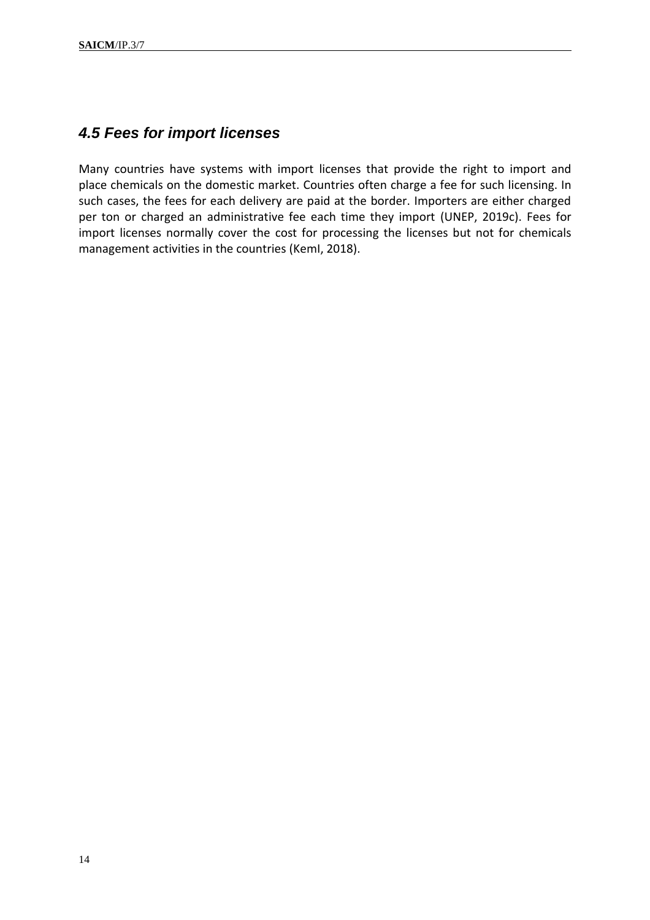## *4.5 Fees for import licenses*

Many countries have systems with import licenses that provide the right to import and place chemicals on the domestic market. Countries often charge a fee for such licensing. In such cases, the fees for each delivery are paid at the border. Importers are either charged per ton or charged an administrative fee each time they import (UNEP, 2019c). Fees for import licenses normally cover the cost for processing the licenses but not for chemicals management activities in the countries (KemI, 2018).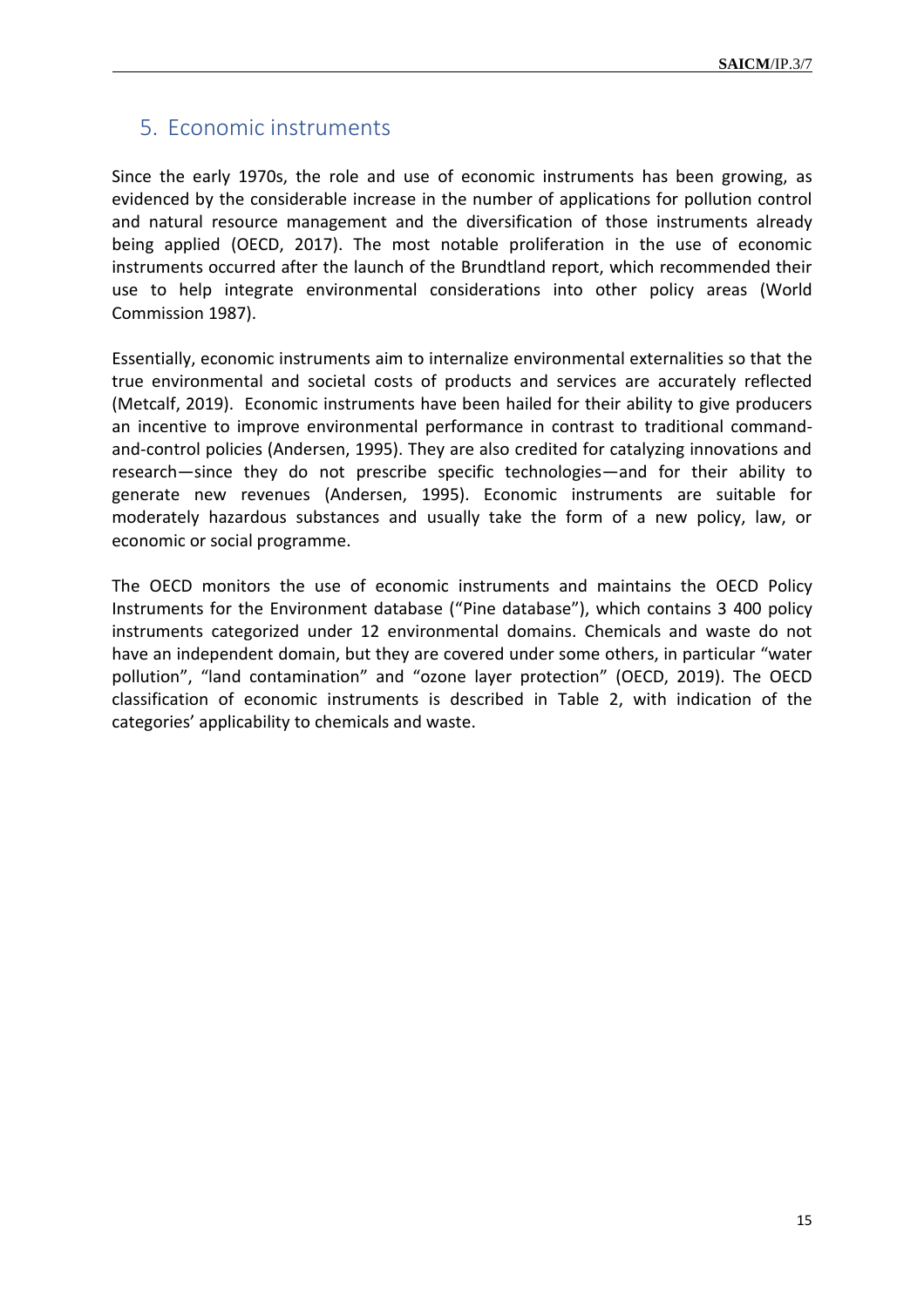## 5. Economic instruments

Since the early 1970s, the role and use of economic instruments has been growing, as evidenced by the considerable increase in the number of applications for pollution control and natural resource management and the diversification of those instruments already being applied (OECD, 2017). The most notable proliferation in the use of economic instruments occurred after the launch of the Brundtland report, which recommended their use to help integrate environmental considerations into other policy areas (World Commission 1987).

Essentially, economic instruments aim to internalize environmental externalities so that the true environmental and societal costs of products and services are accurately reflected (Metcalf, 2019). Economic instruments have been hailed for their ability to give producers an incentive to improve environmental performance in contrast to traditional command-and-control policies (Andersen, 1995). They are also credited for catalyzing innovations and research—since they do not prescribe specific technologies—and for their ability to generate new revenues (Andersen, 1995). Economic instruments are suitable for moderately hazardous substances and usually take the form of a new policy, law, or economic or social programme.

The OECD monitors the use of economic instruments and maintains the OECD Policy Instruments for the Environment database ("Pine database"), which contains 3 400 policy instruments categorized under 12 environmental domains. Chemicals and waste do not have an independent domain, but they are covered under some others, in particular "water pollution", "land contamination" and "ozone layer protection" (OECD, 2019). The OECD classification of economic instruments is described in Table 2, with indication of the categories' applicability to chemicals and waste.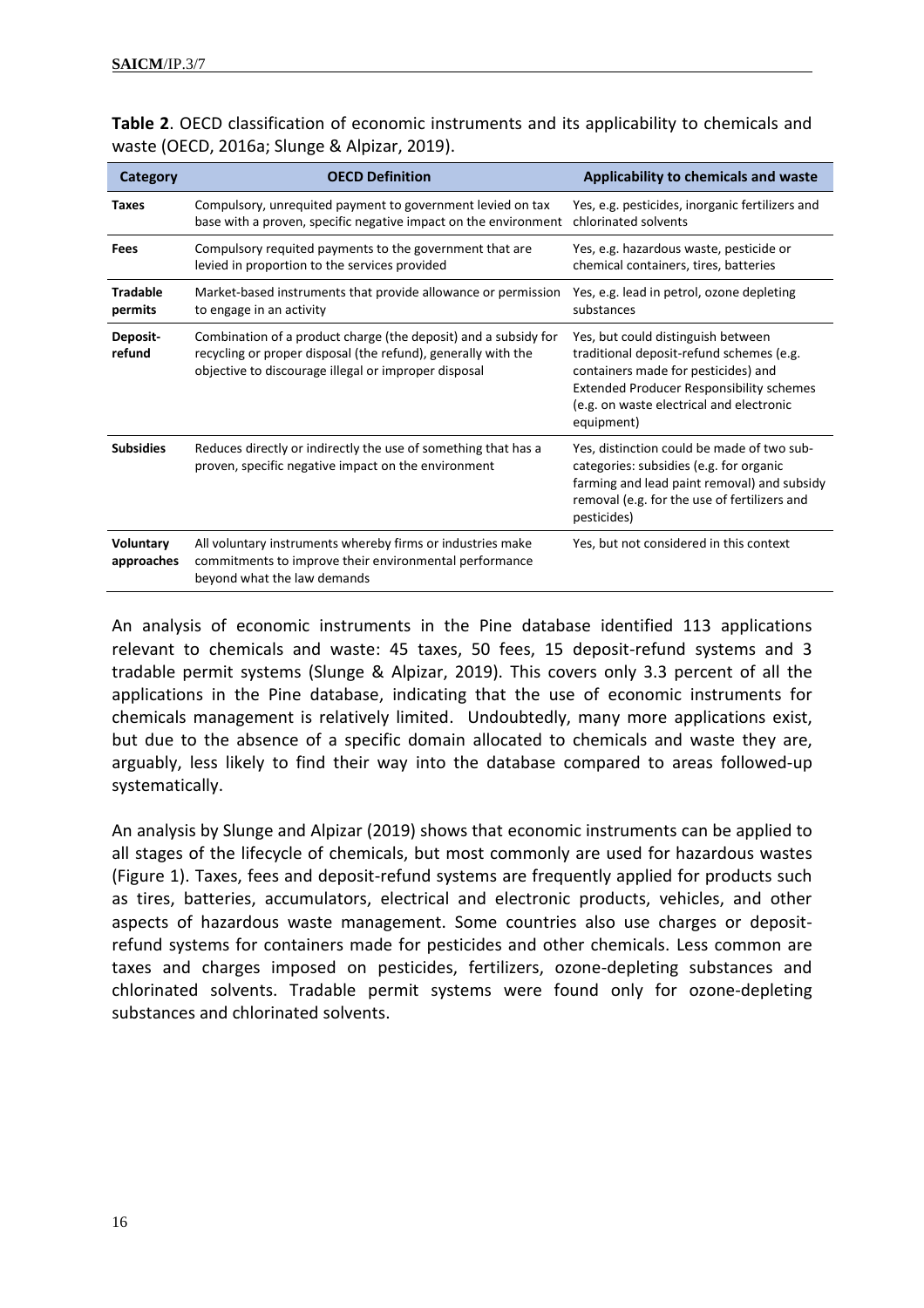**Table 2**. OECD classification of economic instruments and its applicability to chemicals and waste (OECD, 2016a; Slunge & Alpizar, 2019).

| Category | OECD Definition | Applicability to chemicals and waste |
|---|---|---|
| **Taxes** | Compulsory, unrequited payment to government levied on tax base with a proven, specific negative impact on the environment | Yes, e.g. pesticides, inorganic fertilizers and chlorinated solvents |
| **Fees** | Compulsory requited payments to the government that are levied in proportion to the services provided | Yes, e.g. hazardous waste, pesticide or chemical containers, tires, batteries |
| **Tradable permits** | Market-based instruments that provide allowance or permission to engage in an activity | Yes, e.g. lead in petrol, ozone depleting substances |
| **Deposit-refund** | Combination of a product charge (the deposit) and a subsidy for recycling or proper disposal (the refund), generally with the objective to discourage illegal or improper disposal | Yes, but could distinguish between traditional deposit-refund schemes (e.g. containers made for pesticides) and Extended Producer Responsibility schemes (e.g. on waste electrical and electronic equipment) |
| **Subsidies** | Reduces directly or indirectly the use of something that has a proven, specific negative impact on the environment | Yes, distinction could be made of two sub-categories: subsidies (e.g. for organic farming and lead paint removal) and subsidy removal (e.g. for the use of fertilizers and pesticides) |
| **Voluntary approaches** | All voluntary instruments whereby firms or industries make commitments to improve their environmental performance beyond what the law demands | Yes, but not considered in this context |

An analysis of economic instruments in the Pine database identified 113 applications relevant to chemicals and waste: 45 taxes, 50 fees, 15 deposit-refund systems and 3 tradable permit systems (Slunge & Alpizar, 2019). This covers only 3.3 percent of all the applications in the Pine database, indicating that the use of economic instruments for chemicals management is relatively limited. Undoubtedly, many more applications exist, but due to the absence of a specific domain allocated to chemicals and waste they are, arguably, less likely to find their way into the database compared to areas followed-up systematically.

An analysis by Slunge and Alpizar (2019) shows that economic instruments can be applied to all stages of the lifecycle of chemicals, but most commonly are used for hazardous wastes (Figure 1). Taxes, fees and deposit-refund systems are frequently applied for products such as tires, batteries, accumulators, electrical and electronic products, vehicles, and other aspects of hazardous waste management. Some countries also use charges or deposit-refund systems for containers made for pesticides and other chemicals. Less common are taxes and charges imposed on pesticides, fertilizers, ozone-depleting substances and chlorinated solvents. Tradable permit systems were found only for ozone-depleting substances and chlorinated solvents.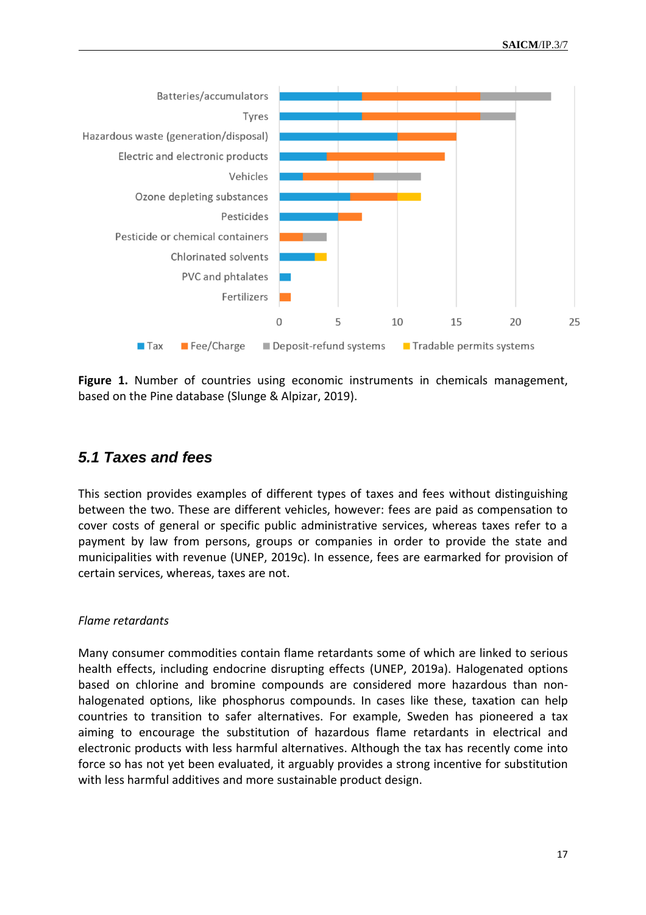**Figure 1.** Number of countries using economic instruments in chemicals management, based on the Pine database (Slunge & Alpizar, 2019).

## 5.1 Taxes and fees

This section provides examples of different types of taxes and fees without distinguishing between the two. These are different vehicles, however: fees are paid as compensation to cover costs of general or specific public administrative services, whereas taxes refer to a payment by law from persons, groups or companies in order to provide the state and municipalities with revenue (UNEP, 2019c). In essence, fees are earmarked for provision of certain services, whereas, taxes are not.

*Flame retardants*

Many consumer commodities contain flame retardants some of which are linked to serious health effects, including endocrine disrupting effects (UNEP, 2019a). Halogenated options based on chlorine and bromine compounds are considered more hazardous than non-halogenated options, like phosphorus compounds. In cases like these, taxation can help countries to transition to safer alternatives. For example, Sweden has pioneered a tax aiming to encourage the substitution of hazardous flame retardants in electrical and electronic products with less harmful alternatives. Although the tax has recently come into force so has not yet been evaluated, it arguably provides a strong incentive for substitution with less harmful additives and more sustainable product design.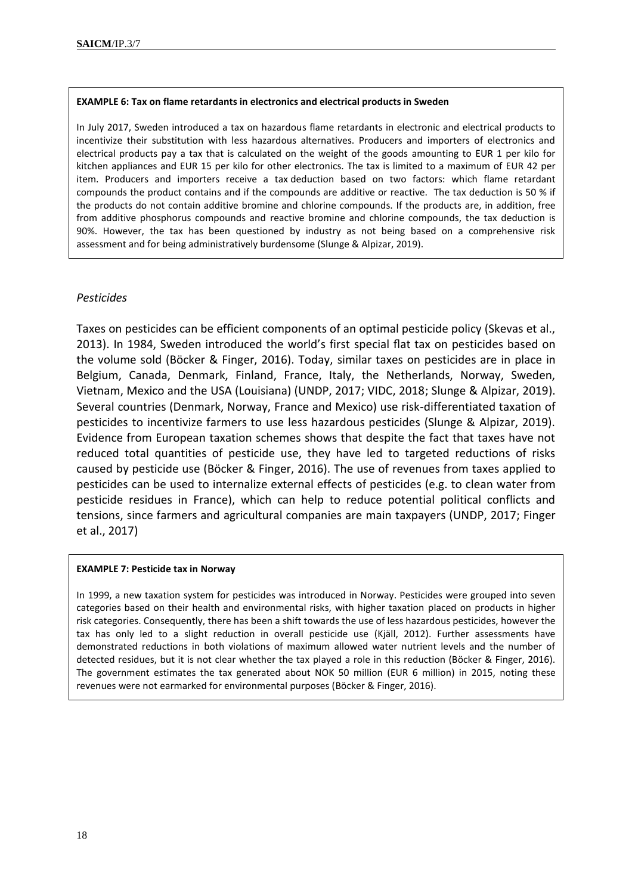**EXAMPLE 6: Tax on flame retardants in electronics and electrical products in Sweden**

In July 2017, Sweden introduced a tax on hazardous flame retardants in electronic and electrical products to incentivize their substitution with less hazardous alternatives. Producers and importers of electronics and electrical products pay a tax that is calculated on the weight of the goods amounting to EUR 1 per kilo for kitchen appliances and EUR 15 per kilo for other electronics. The tax is limited to a maximum of EUR 42 per item. Producers and importers receive a tax deduction based on two factors: which flame retardant compounds the product contains and if the compounds are additive or reactive. The tax deduction is 50 % if the products do not contain additive bromine and chlorine compounds. If the products are, in addition, free from additive phosphorus compounds and reactive bromine and chlorine compounds, the tax deduction is 90%. However, the tax has been questioned by industry as not being based on a comprehensive risk assessment and for being administratively burdensome (Slunge & Alpizar, 2019).

*Pesticides*

Taxes on pesticides can be efficient components of an optimal pesticide policy (Skevas et al., 2013). In 1984, Sweden introduced the world's first special flat tax on pesticides based on the volume sold (Böcker & Finger, 2016). Today, similar taxes on pesticides are in place in Belgium, Canada, Denmark, Finland, France, Italy, the Netherlands, Norway, Sweden, Vietnam, Mexico and the USA (Louisiana) (UNDP, 2017; VIDC, 2018; Slunge & Alpizar, 2019). Several countries (Denmark, Norway, France and Mexico) use risk-differentiated taxation of pesticides to incentivize farmers to use less hazardous pesticides (Slunge & Alpizar, 2019). Evidence from European taxation schemes shows that despite the fact that taxes have not reduced total quantities of pesticide use, they have led to targeted reductions of risks caused by pesticide use (Böcker & Finger, 2016). The use of revenues from taxes applied to pesticides can be used to internalize external effects of pesticides (e.g. to clean water from pesticide residues in France), which can help to reduce potential political conflicts and tensions, since farmers and agricultural companies are main taxpayers (UNDP, 2017; Finger et al., 2017)

**EXAMPLE 7: Pesticide tax in Norway**

In 1999, a new taxation system for pesticides was introduced in Norway. Pesticides were grouped into seven categories based on their health and environmental risks, with higher taxation placed on products in higher risk categories. Consequently, there has been a shift towards the use of less hazardous pesticides, however the tax has only led to a slight reduction in overall pesticide use (Kjäll, 2012). Further assessments have demonstrated reductions in both violations of maximum allowed water nutrient levels and the number of detected residues, but it is not clear whether the tax played a role in this reduction (Böcker & Finger, 2016). The government estimates the tax generated about NOK 50 million (EUR 6 million) in 2015, noting these revenues were not earmarked for environmental purposes (Böcker & Finger, 2016).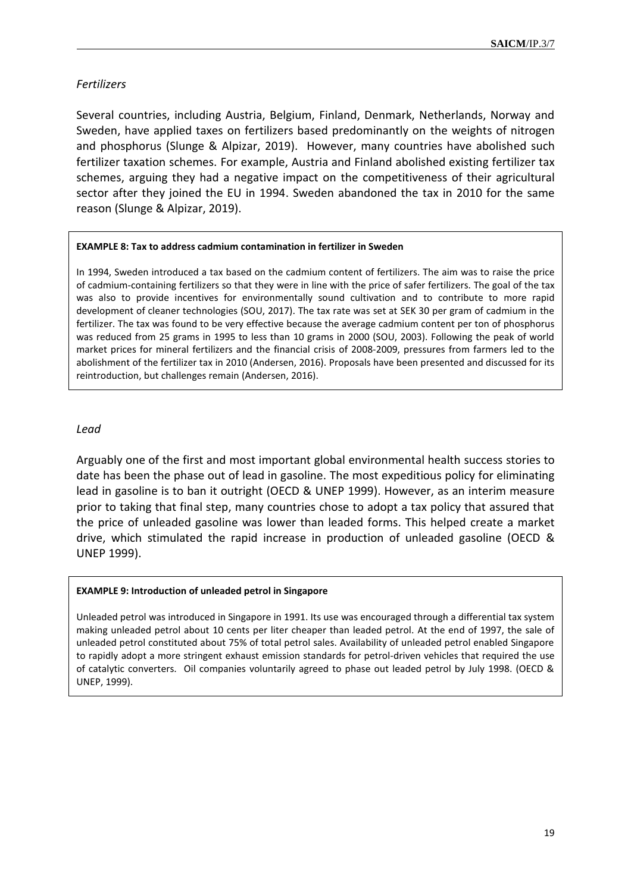*Fertilizers*

Several countries, including Austria, Belgium, Finland, Denmark, Netherlands, Norway and Sweden, have applied taxes on fertilizers based predominantly on the weights of nitrogen and phosphorus (Slunge & Alpizar, 2019). However, many countries have abolished such fertilizer taxation schemes. For example, Austria and Finland abolished existing fertilizer tax schemes, arguing they had a negative impact on the competitiveness of their agricultural sector after they joined the EU in 1994. Sweden abandoned the tax in 2010 for the same reason (Slunge & Alpizar, 2019).

> **EXAMPLE 8: Tax to address cadmium contamination in fertilizer in Sweden**
>
> In 1994, Sweden introduced a tax based on the cadmium content of fertilizers. The aim was to raise the price of cadmium-containing fertilizers so that they were in line with the price of safer fertilizers. The goal of the tax was also to provide incentives for environmentally sound cultivation and to contribute to more rapid development of cleaner technologies (SOU, 2017). The tax rate was set at SEK 30 per gram of cadmium in the fertilizer. The tax was found to be very effective because the average cadmium content per ton of phosphorus was reduced from 25 grams in 1995 to less than 10 grams in 2000 (SOU, 2003). Following the peak of world market prices for mineral fertilizers and the financial crisis of 2008-2009, pressures from farmers led to the abolishment of the fertilizer tax in 2010 (Andersen, 2016). Proposals have been presented and discussed for its reintroduction, but challenges remain (Andersen, 2016).

*Lead*

Arguably one of the first and most important global environmental health success stories to date has been the phase out of lead in gasoline. The most expeditious policy for eliminating lead in gasoline is to ban it outright (OECD & UNEP 1999). However, as an interim measure prior to taking that final step, many countries chose to adopt a tax policy that assured that the price of unleaded gasoline was lower than leaded forms. This helped create a market drive, which stimulated the rapid increase in production of unleaded gasoline (OECD & UNEP 1999).

> **EXAMPLE 9: Introduction of unleaded petrol in Singapore**
>
> Unleaded petrol was introduced in Singapore in 1991. Its use was encouraged through a differential tax system making unleaded petrol about 10 cents per liter cheaper than leaded petrol. At the end of 1997, the sale of unleaded petrol constituted about 75% of total petrol sales. Availability of unleaded petrol enabled Singapore to rapidly adopt a more stringent exhaust emission standards for petrol-driven vehicles that required the use of catalytic converters. Oil companies voluntarily agreed to phase out leaded petrol by July 1998. (OECD & UNEP, 1999).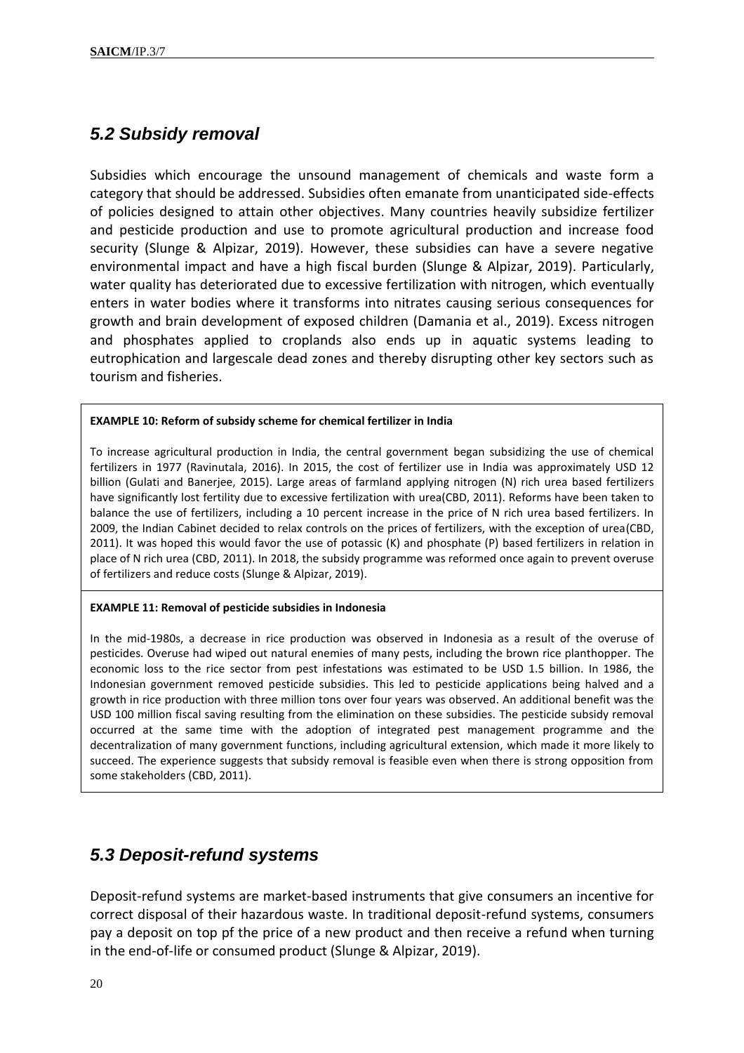## *5.2 Subsidy removal*

Subsidies which encourage the unsound management of chemicals and waste form a category that should be addressed. Subsidies often emanate from unanticipated side-effects of policies designed to attain other objectives. Many countries heavily subsidize fertilizer and pesticide production and use to promote agricultural production and increase food security (Slunge & Alpizar, 2019). However, these subsidies can have a severe negative environmental impact and have a high fiscal burden (Slunge & Alpizar, 2019). Particularly, water quality has deteriorated due to excessive fertilization with nitrogen, which eventually enters in water bodies where it transforms into nitrates causing serious consequences for growth and brain development of exposed children (Damania et al., 2019). Excess nitrogen and phosphates applied to croplands also ends up in aquatic systems leading to eutrophication and largescale dead zones and thereby disrupting other key sectors such as tourism and fisheries.

**EXAMPLE 10: Reform of subsidy scheme for chemical fertilizer in India**

To increase agricultural production in India, the central government began subsidizing the use of chemical fertilizers in 1977 (Ravinutala, 2016). In 2015, the cost of fertilizer use in India was approximately USD 12 billion (Gulati and Banerjee, 2015). Large areas of farmland applying nitrogen (N) rich urea based fertilizers have significantly lost fertility due to excessive fertilization with urea(CBD, 2011). Reforms have been taken to balance the use of fertilizers, including a 10 percent increase in the price of N rich urea based fertilizers. In 2009, the Indian Cabinet decided to relax controls on the prices of fertilizers, with the exception of urea(CBD, 2011). It was hoped this would favor the use of potassic (K) and phosphate (P) based fertilizers in relation in place of N rich urea (CBD, 2011). In 2018, the subsidy programme was reformed once again to prevent overuse of fertilizers and reduce costs (Slunge & Alpizar, 2019).

**EXAMPLE 11: Removal of pesticide subsidies in Indonesia**

In the mid-1980s, a decrease in rice production was observed in Indonesia as a result of the overuse of pesticides. Overuse had wiped out natural enemies of many pests, including the brown rice planthopper. The economic loss to the rice sector from pest infestations was estimated to be USD 1.5 billion. In 1986, the Indonesian government removed pesticide subsidies. This led to pesticide applications being halved and a growth in rice production with three million tons over four years was observed. An additional benefit was the USD 100 million fiscal saving resulting from the elimination on these subsidies. The pesticide subsidy removal occurred at the same time with the adoption of integrated pest management programme and the decentralization of many government functions, including agricultural extension, which made it more likely to succeed. The experience suggests that subsidy removal is feasible even when there is strong opposition from some stakeholders (CBD, 2011).

## *5.3 Deposit-refund systems*

Deposit-refund systems are market-based instruments that give consumers an incentive for correct disposal of their hazardous waste. In traditional deposit-refund systems, consumers pay a deposit on top pf the price of a new product and then receive a refund when turning in the end-of-life or consumed product (Slunge & Alpizar, 2019).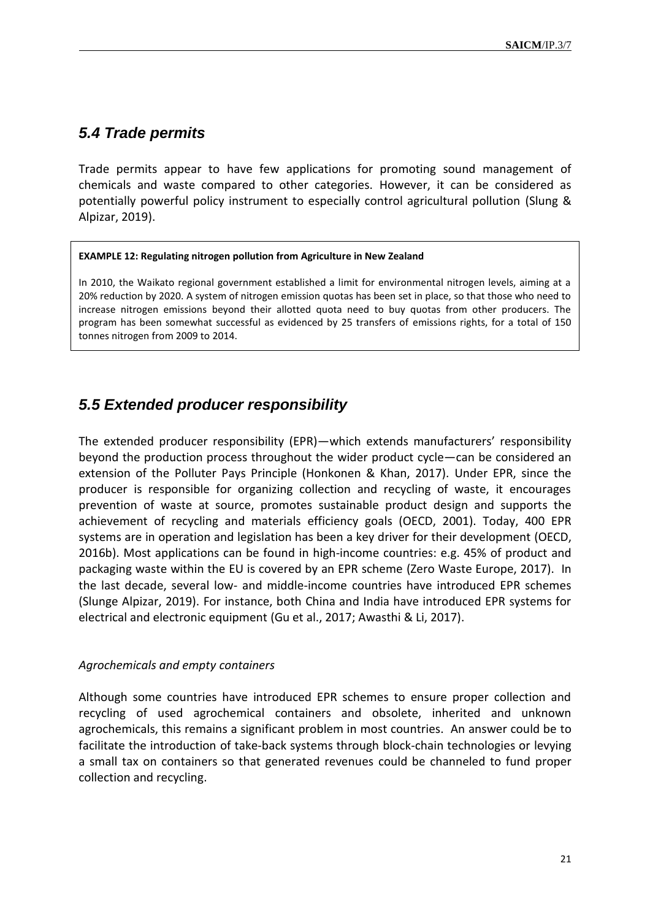## *5.4 Trade permits*

Trade permits appear to have few applications for promoting sound management of chemicals and waste compared to other categories. However, it can be considered as potentially powerful policy instrument to especially control agricultural pollution (Slung & Alpizar, 2019).

> **EXAMPLE 12: Regulating nitrogen pollution from Agriculture in New Zealand**
>
> In 2010, the Waikato regional government established a limit for environmental nitrogen levels, aiming at a 20% reduction by 2020. A system of nitrogen emission quotas has been set in place, so that those who need to increase nitrogen emissions beyond their allotted quota need to buy quotas from other producers. The program has been somewhat successful as evidenced by 25 transfers of emissions rights, for a total of 150 tonnes nitrogen from 2009 to 2014.

## *5.5 Extended producer responsibility*

The extended producer responsibility (EPR)—which extends manufacturers' responsibility beyond the production process throughout the wider product cycle—can be considered an extension of the Polluter Pays Principle (Honkonen & Khan, 2017). Under EPR, since the producer is responsible for organizing collection and recycling of waste, it encourages prevention of waste at source, promotes sustainable product design and supports the achievement of recycling and materials efficiency goals (OECD, 2001). Today, 400 EPR systems are in operation and legislation has been a key driver for their development (OECD, 2016b). Most applications can be found in high-income countries: e.g. 45% of product and packaging waste within the EU is covered by an EPR scheme (Zero Waste Europe, 2017). In the last decade, several low- and middle-income countries have introduced EPR schemes (Slunge Alpizar, 2019). For instance, both China and India have introduced EPR systems for electrical and electronic equipment (Gu et al., 2017; Awasthi & Li, 2017).

*Agrochemicals and empty containers*

Although some countries have introduced EPR schemes to ensure proper collection and recycling of used agrochemical containers and obsolete, inherited and unknown agrochemicals, this remains a significant problem in most countries. An answer could be to facilitate the introduction of take-back systems through block-chain technologies or levying a small tax on containers so that generated revenues could be channeled to fund proper collection and recycling.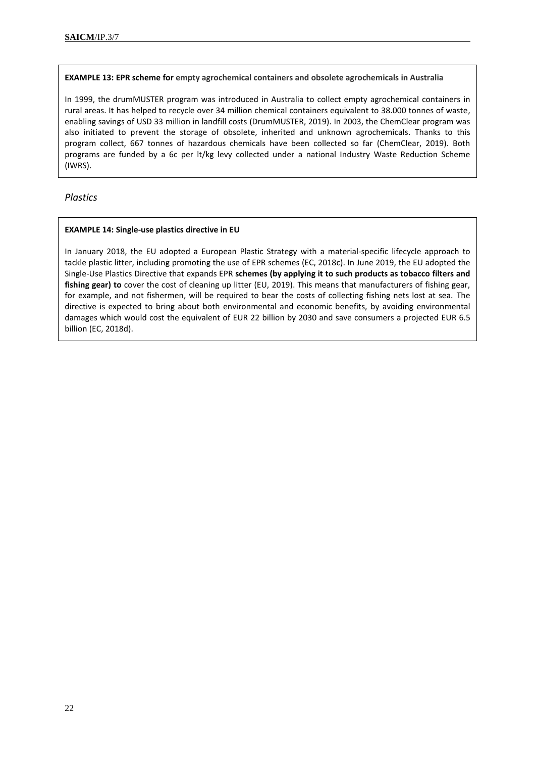**EXAMPLE 13: EPR scheme for empty agrochemical containers and obsolete agrochemicals in Australia**

In 1999, the drumMUSTER program was introduced in Australia to collect empty agrochemical containers in rural areas. It has helped to recycle over 34 million chemical containers equivalent to 38.000 tonnes of waste, enabling savings of USD 33 million in landfill costs (DrumMUSTER, 2019). In 2003, the ChemClear program was also initiated to prevent the storage of obsolete, inherited and unknown agrochemicals. Thanks to this program collect, 667 tonnes of hazardous chemicals have been collected so far (ChemClear, 2019). Both programs are funded by a 6c per lt/kg levy collected under a national Industry Waste Reduction Scheme (IWRS).

*Plastics*

**EXAMPLE 14: Single-use plastics directive in EU**

In January 2018, the EU adopted a European Plastic Strategy with a material-specific lifecycle approach to tackle plastic litter, including promoting the use of EPR schemes (EC, 2018c). In June 2019, the EU adopted the Single-Use Plastics Directive that expands EPR **schemes (by applying it to such products as tobacco filters and fishing gear) to** cover the cost of cleaning up litter (EU, 2019). This means that manufacturers of fishing gear, for example, and not fishermen, will be required to bear the costs of collecting fishing nets lost at sea. The directive is expected to bring about both environmental and economic benefits, by avoiding environmental damages which would cost the equivalent of EUR 22 billion by 2030 and save consumers a projected EUR 6.5 billion (EC, 2018d).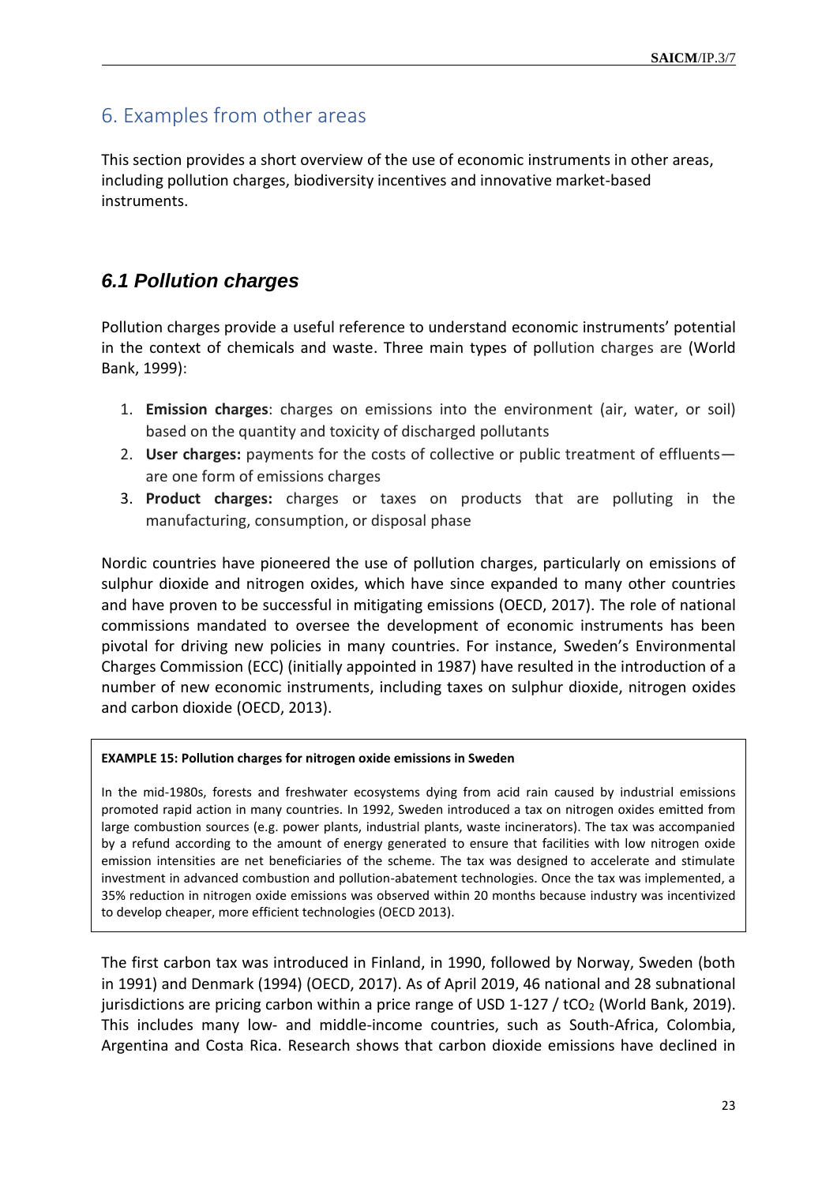## 6. Examples from other areas

This section provides a short overview of the use of economic instruments in other areas, including pollution charges, biodiversity incentives and innovative market-based instruments.

### *6.1 Pollution charges*

Pollution charges provide a useful reference to understand economic instruments' potential in the context of chemicals and waste. Three main types of pollution charges are (World Bank, 1999):

1. **Emission charges**: charges on emissions into the environment (air, water, or soil) based on the quantity and toxicity of discharged pollutants
2. **User charges:** payments for the costs of collective or public treatment of effluents—are one form of emissions charges
3. **Product charges:** charges or taxes on products that are polluting in the manufacturing, consumption, or disposal phase

Nordic countries have pioneered the use of pollution charges, particularly on emissions of sulphur dioxide and nitrogen oxides, which have since expanded to many other countries and have proven to be successful in mitigating emissions (OECD, 2017). The role of national commissions mandated to oversee the development of economic instruments has been pivotal for driving new policies in many countries. For instance, Sweden's Environmental Charges Commission (ECC) (initially appointed in 1987) have resulted in the introduction of a number of new economic instruments, including taxes on sulphur dioxide, nitrogen oxides and carbon dioxide (OECD, 2013).

**EXAMPLE 15: Pollution charges for nitrogen oxide emissions in Sweden**

In the mid-1980s, forests and freshwater ecosystems dying from acid rain caused by industrial emissions promoted rapid action in many countries. In 1992, Sweden introduced a tax on nitrogen oxides emitted from large combustion sources (e.g. power plants, industrial plants, waste incinerators). The tax was accompanied by a refund according to the amount of energy generated to ensure that facilities with low nitrogen oxide emission intensities are net beneficiaries of the scheme. The tax was designed to accelerate and stimulate investment in advanced combustion and pollution-abatement technologies. Once the tax was implemented, a 35% reduction in nitrogen oxide emissions was observed within 20 months because industry was incentivized to develop cheaper, more efficient technologies (OECD 2013).

The first carbon tax was introduced in Finland, in 1990, followed by Norway, Sweden (both in 1991) and Denmark (1994) (OECD, 2017). As of April 2019, 46 national and 28 subnational jurisdictions are pricing carbon within a price range of USD 1-127 / $tCO_2$ (World Bank, 2019). This includes many low- and middle-income countries, such as South-Africa, Colombia, Argentina and Costa Rica. Research shows that carbon dioxide emissions have declined in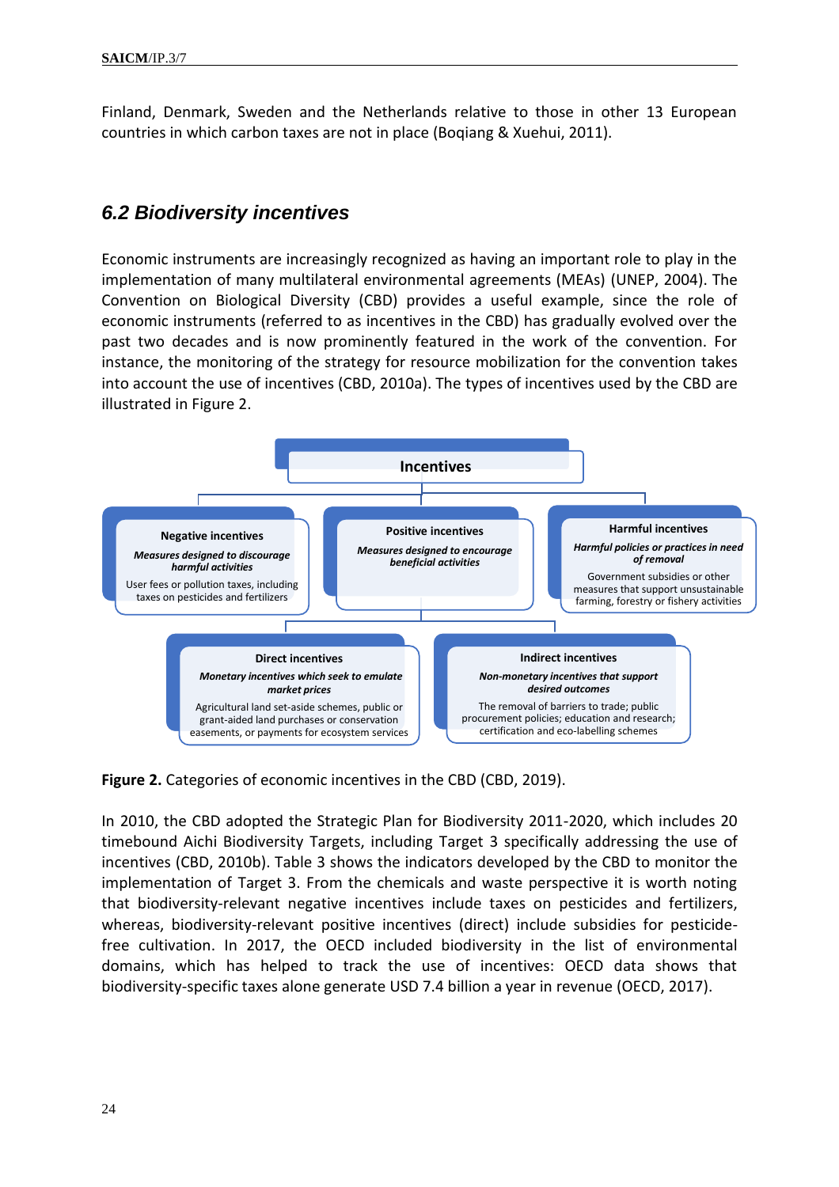Finland, Denmark, Sweden and the Netherlands relative to those in other 13 European countries in which carbon taxes are not in place (Boqiang & Xuehui, 2011).

## *6.2 Biodiversity incentives*

Economic instruments are increasingly recognized as having an important role to play in the implementation of many multilateral environmental agreements (MEAs) (UNEP, 2004). The Convention on Biological Diversity (CBD) provides a useful example, since the role of economic instruments (referred to as incentives in the CBD) has gradually evolved over the past two decades and is now prominently featured in the work of the convention. For instance, the monitoring of the strategy for resource mobilization for the convention takes into account the use of incentives (CBD, 2010a). The types of incentives used by the CBD are illustrated in Figure 2.

**Incentives**

- **Negative incentives**
  - ***Measures designed to discourage harmful activities***
  - User fees or pollution taxes, including taxes on pesticides and fertilizers
- **Positive incentives**
  - ***Measures designed to encourage beneficial activities***
  - **Direct incentives**
    - ***Monetary incentives which seek to emulate market prices***
    - Agricultural land set-aside schemes, public or grant-aided land purchases or conservation easements, or payments for ecosystem services
  - **Indirect incentives**
    - ***Non-monetary incentives that support desired outcomes***
    - The removal of barriers to trade; public procurement policies; education and research; certification and eco-labelling schemes
- **Harmful incentives**
  - ***Harmful policies or practices in need of removal***
  - Government subsidies or other measures that support unsustainable farming, forestry or fishery activities

**Figure 2.** Categories of economic incentives in the CBD (CBD, 2019).

In 2010, the CBD adopted the Strategic Plan for Biodiversity 2011-2020, which includes 20 timebound Aichi Biodiversity Targets, including Target 3 specifically addressing the use of incentives (CBD, 2010b). Table 3 shows the indicators developed by the CBD to monitor the implementation of Target 3. From the chemicals and waste perspective it is worth noting that biodiversity-relevant negative incentives include taxes on pesticides and fertilizers, whereas, biodiversity-relevant positive incentives (direct) include subsidies for pesticide-free cultivation. In 2017, the OECD included biodiversity in the list of environmental domains, which has helped to track the use of incentives: OECD data shows that biodiversity-specific taxes alone generate USD 7.4 billion a year in revenue (OECD, 2017).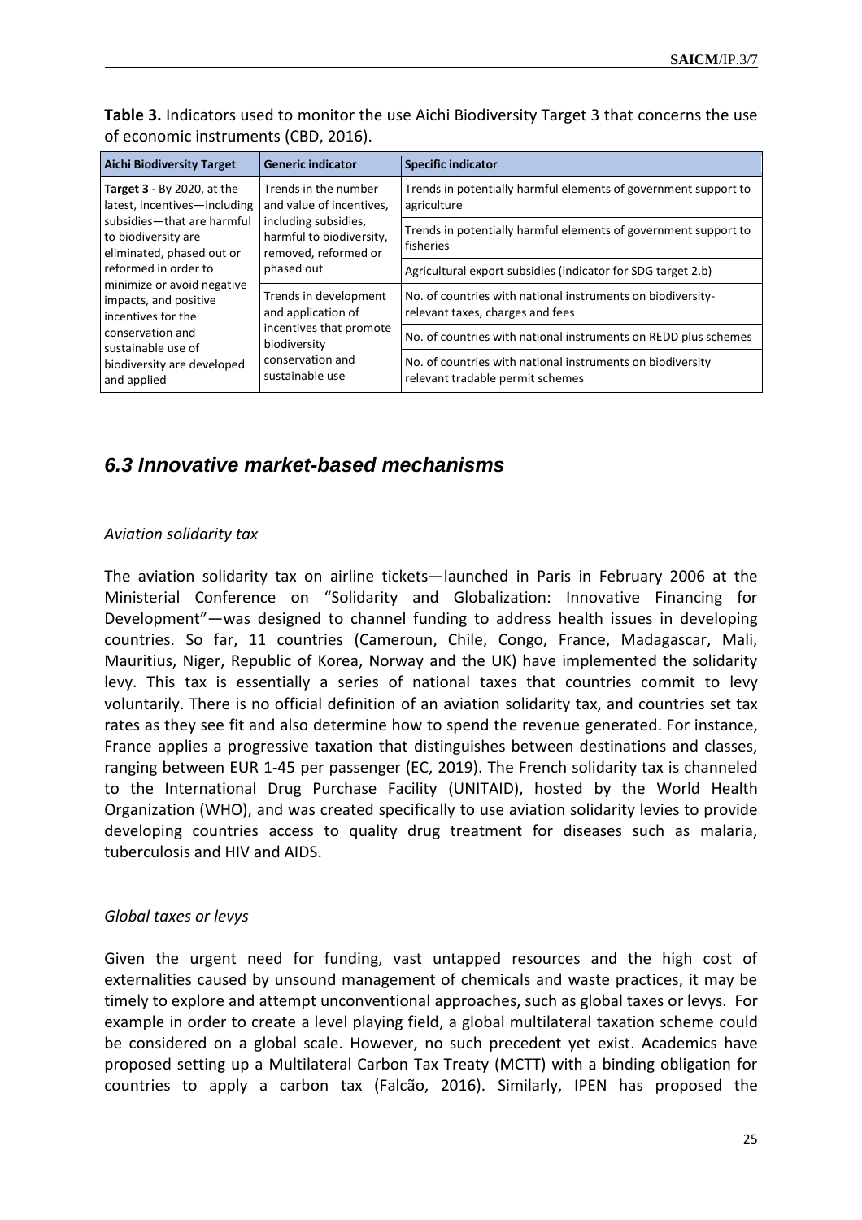**Table 3.** Indicators used to monitor the use Aichi Biodiversity Target 3 that concerns the use of economic instruments (CBD, 2016).

| Aichi Biodiversity Target | Generic indicator | Specific indicator |
|---|---|---|
| **Target 3** - By 2020, at the latest, incentives—including subsidies—that are harmful to biodiversity are eliminated, phased out or reformed in order to minimize or avoid negative impacts, and positive incentives for the conservation and sustainable use of biodiversity are developed and applied | Trends in the number and value of incentives, including subsidies, harmful to biodiversity, removed, reformed or phased out | Trends in potentially harmful elements of government support to agriculture |
| | | Trends in potentially harmful elements of government support to fisheries |
| | | Agricultural export subsidies (indicator for SDG target 2.b) |
| | Trends in development and application of incentives that promote biodiversity conservation and sustainable use | No. of countries with national instruments on biodiversity-relevant taxes, charges and fees |
| | | No. of countries with national instruments on REDD plus schemes |
| | | No. of countries with national instruments on biodiversity relevant tradable permit schemes |

## 6.3 Innovative market-based mechanisms

*Aviation solidarity tax*

The aviation solidarity tax on airline tickets—launched in Paris in February 2006 at the Ministerial Conference on "Solidarity and Globalization: Innovative Financing for Development"—was designed to channel funding to address health issues in developing countries. So far, 11 countries (Cameroun, Chile, Congo, France, Madagascar, Mali, Mauritius, Niger, Republic of Korea, Norway and the UK) have implemented the solidarity levy. This tax is essentially a series of national taxes that countries commit to levy voluntarily. There is no official definition of an aviation solidarity tax, and countries set tax rates as they see fit and also determine how to spend the revenue generated. For instance, France applies a progressive taxation that distinguishes between destinations and classes, ranging between EUR 1-45 per passenger (EC, 2019). The French solidarity tax is channeled to the International Drug Purchase Facility (UNITAID), hosted by the World Health Organization (WHO), and was created specifically to use aviation solidarity levies to provide developing countries access to quality drug treatment for diseases such as malaria, tuberculosis and HIV and AIDS.

*Global taxes or levys*

Given the urgent need for funding, vast untapped resources and the high cost of externalities caused by unsound management of chemicals and waste practices, it may be timely to explore and attempt unconventional approaches, such as global taxes or levys. For example in order to create a level playing field, a global multilateral taxation scheme could be considered on a global scale. However, no such precedent yet exist. Academics have proposed setting up a Multilateral Carbon Tax Treaty (MCTT) with a binding obligation for countries to apply a carbon tax (Falcão, 2016). Similarly, IPEN has proposed the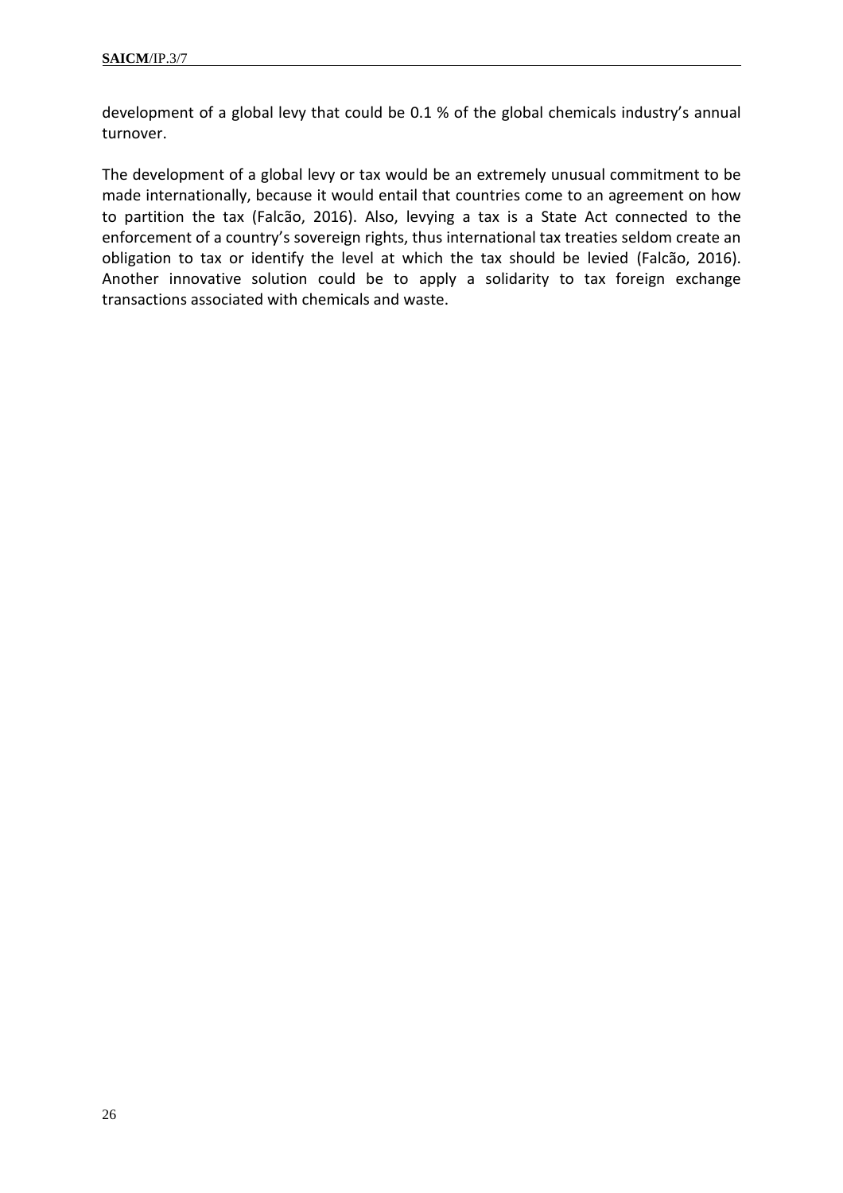development of a global levy that could be 0.1 % of the global chemicals industry's annual turnover.

The development of a global levy or tax would be an extremely unusual commitment to be made internationally, because it would entail that countries come to an agreement on how to partition the tax (Falcão, 2016). Also, levying a tax is a State Act connected to the enforcement of a country's sovereign rights, thus international tax treaties seldom create an obligation to tax or identify the level at which the tax should be levied (Falcão, 2016). Another innovative solution could be to apply a solidarity to tax foreign exchange transactions associated with chemicals and waste.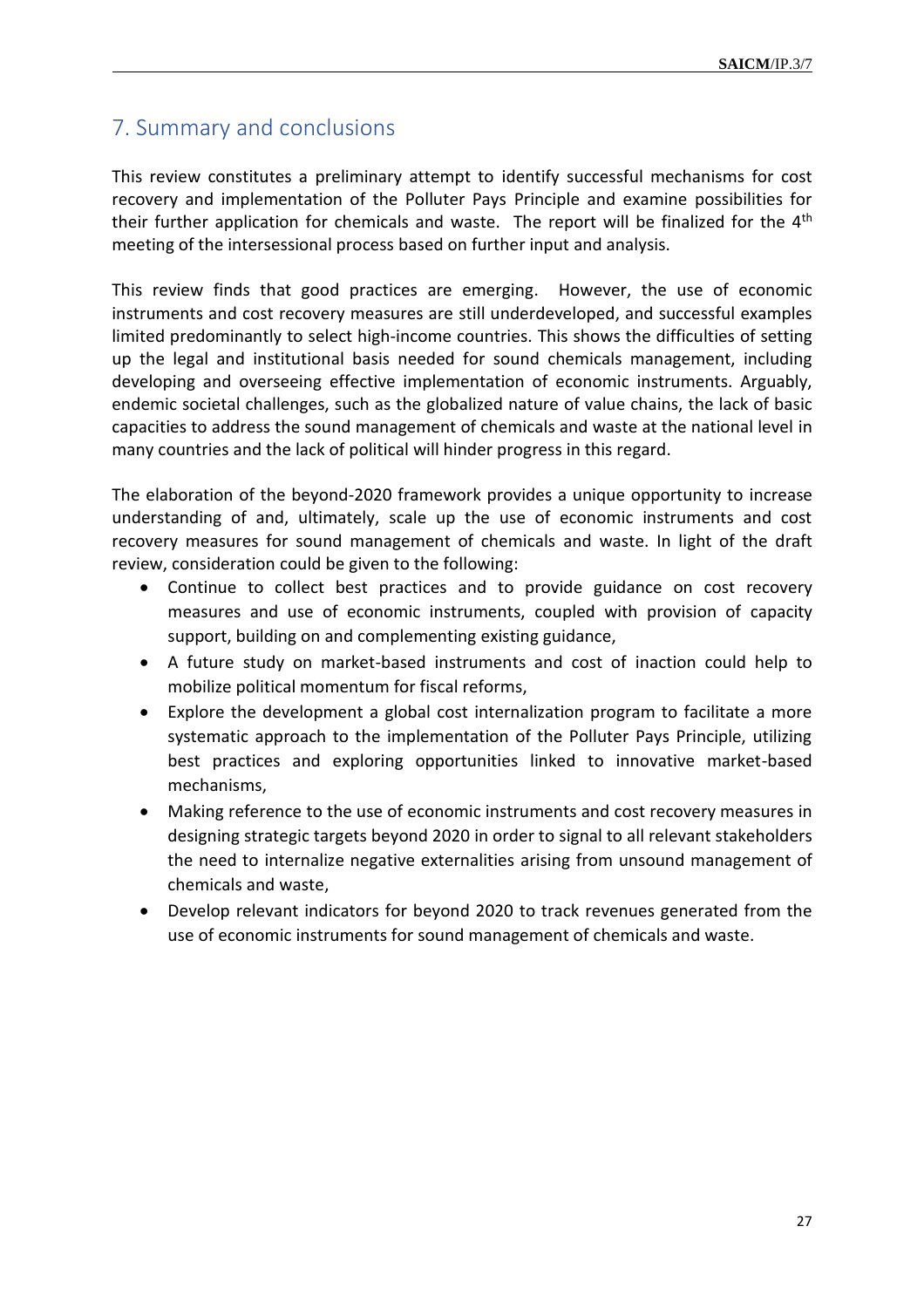## 7. Summary and conclusions

This review constitutes a preliminary attempt to identify successful mechanisms for cost recovery and implementation of the Polluter Pays Principle and examine possibilities for their further application for chemicals and waste. The report will be finalized for the 4th meeting of the intersessional process based on further input and analysis.

This review finds that good practices are emerging. However, the use of economic instruments and cost recovery measures are still underdeveloped, and successful examples limited predominantly to select high-income countries. This shows the difficulties of setting up the legal and institutional basis needed for sound chemicals management, including developing and overseeing effective implementation of economic instruments. Arguably, endemic societal challenges, such as the globalized nature of value chains, the lack of basic capacities to address the sound management of chemicals and waste at the national level in many countries and the lack of political will hinder progress in this regard.

The elaboration of the beyond-2020 framework provides a unique opportunity to increase understanding of and, ultimately, scale up the use of economic instruments and cost recovery measures for sound management of chemicals and waste. In light of the draft review, consideration could be given to the following:

- Continue to collect best practices and to provide guidance on cost recovery measures and use of economic instruments, coupled with provision of capacity support, building on and complementing existing guidance,
- A future study on market-based instruments and cost of inaction could help to mobilize political momentum for fiscal reforms,
- Explore the development a global cost internalization program to facilitate a more systematic approach to the implementation of the Polluter Pays Principle, utilizing best practices and exploring opportunities linked to innovative market-based mechanisms,
- Making reference to the use of economic instruments and cost recovery measures in designing strategic targets beyond 2020 in order to signal to all relevant stakeholders the need to internalize negative externalities arising from unsound management of chemicals and waste,
- Develop relevant indicators for beyond 2020 to track revenues generated from the use of economic instruments for sound management of chemicals and waste.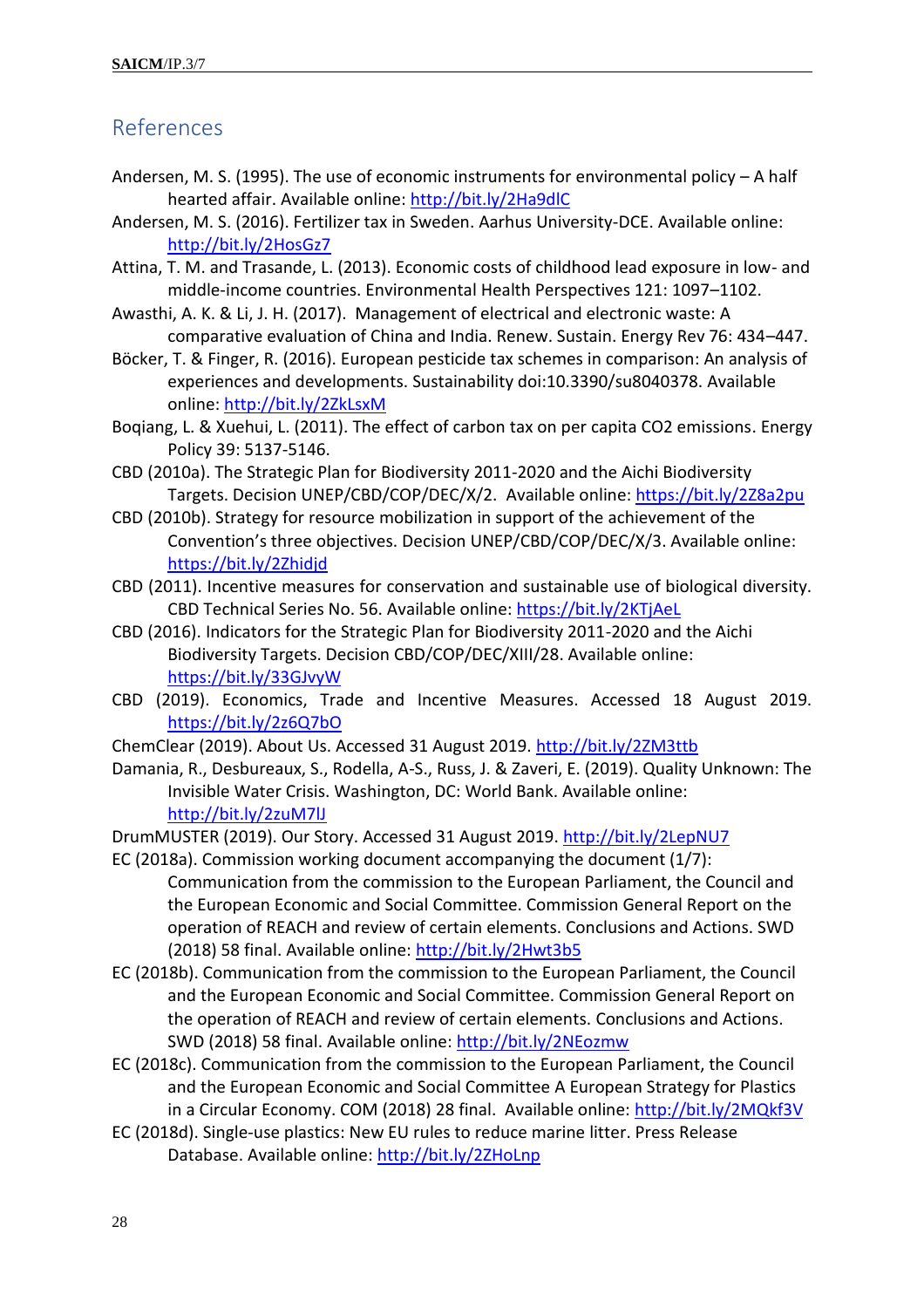## References

Andersen, M. S. (1995). The use of economic instruments for environmental policy – A half hearted affair. Available online: http://bit.ly/2Ha9dlC

Andersen, M. S. (2016). Fertilizer tax in Sweden. Aarhus University-DCE. Available online: http://bit.ly/2HosGz7

Attina, T. M. and Trasande, L. (2013). Economic costs of childhood lead exposure in low- and middle-income countries. Environmental Health Perspectives 121: 1097–1102.

Awasthi, A. K. & Li, J. H. (2017). Management of electrical and electronic waste: A comparative evaluation of China and India. Renew. Sustain. Energy Rev 76: 434–447.

Böcker, T. & Finger, R. (2016). European pesticide tax schemes in comparison: An analysis of experiences and developments. Sustainability doi:10.3390/su8040378. Available online: http://bit.ly/2ZkLsxM

Boqiang, L. & Xuehui, L. (2011). The effect of carbon tax on per capita CO2 emissions. Energy Policy 39: 5137-5146.

CBD (2010a). The Strategic Plan for Biodiversity 2011-2020 and the Aichi Biodiversity Targets. Decision UNEP/CBD/COP/DEC/X/2. Available online: https://bit.ly/2Z8a2pu

CBD (2010b). Strategy for resource mobilization in support of the achievement of the Convention's three objectives. Decision UNEP/CBD/COP/DEC/X/3. Available online: https://bit.ly/2Zhidjd

CBD (2011). Incentive measures for conservation and sustainable use of biological diversity. CBD Technical Series No. 56. Available online: https://bit.ly/2KTjAeL

CBD (2016). Indicators for the Strategic Plan for Biodiversity 2011-2020 and the Aichi Biodiversity Targets. Decision CBD/COP/DEC/XIII/28. Available online: https://bit.ly/33GJvyW

CBD (2019). Economics, Trade and Incentive Measures. Accessed 18 August 2019. https://bit.ly/2z6Q7bO

ChemClear (2019). About Us. Accessed 31 August 2019. http://bit.ly/2ZM3ttb

Damania, R., Desbureaux, S., Rodella, A-S., Russ, J. & Zaveri, E. (2019). Quality Unknown: The Invisible Water Crisis. Washington, DC: World Bank. Available online: http://bit.ly/2zuM7lJ

DrumMUSTER (2019). Our Story. Accessed 31 August 2019. http://bit.ly/2LepNU7

EC (2018a). Commission working document accompanying the document (1/7): Communication from the commission to the European Parliament, the Council and the European Economic and Social Committee. Commission General Report on the operation of REACH and review of certain elements. Conclusions and Actions. SWD (2018) 58 final. Available online: http://bit.ly/2Hwt3b5

EC (2018b). Communication from the commission to the European Parliament, the Council and the European Economic and Social Committee. Commission General Report on the operation of REACH and review of certain elements. Conclusions and Actions. SWD (2018) 58 final. Available online: http://bit.ly/2NEozmw

EC (2018c). Communication from the commission to the European Parliament, the Council and the European Economic and Social Committee A European Strategy for Plastics in a Circular Economy. COM (2018) 28 final. Available online: http://bit.ly/2MQkf3V

EC (2018d). Single-use plastics: New EU rules to reduce marine litter. Press Release Database. Available online: http://bit.ly/2ZHoLnp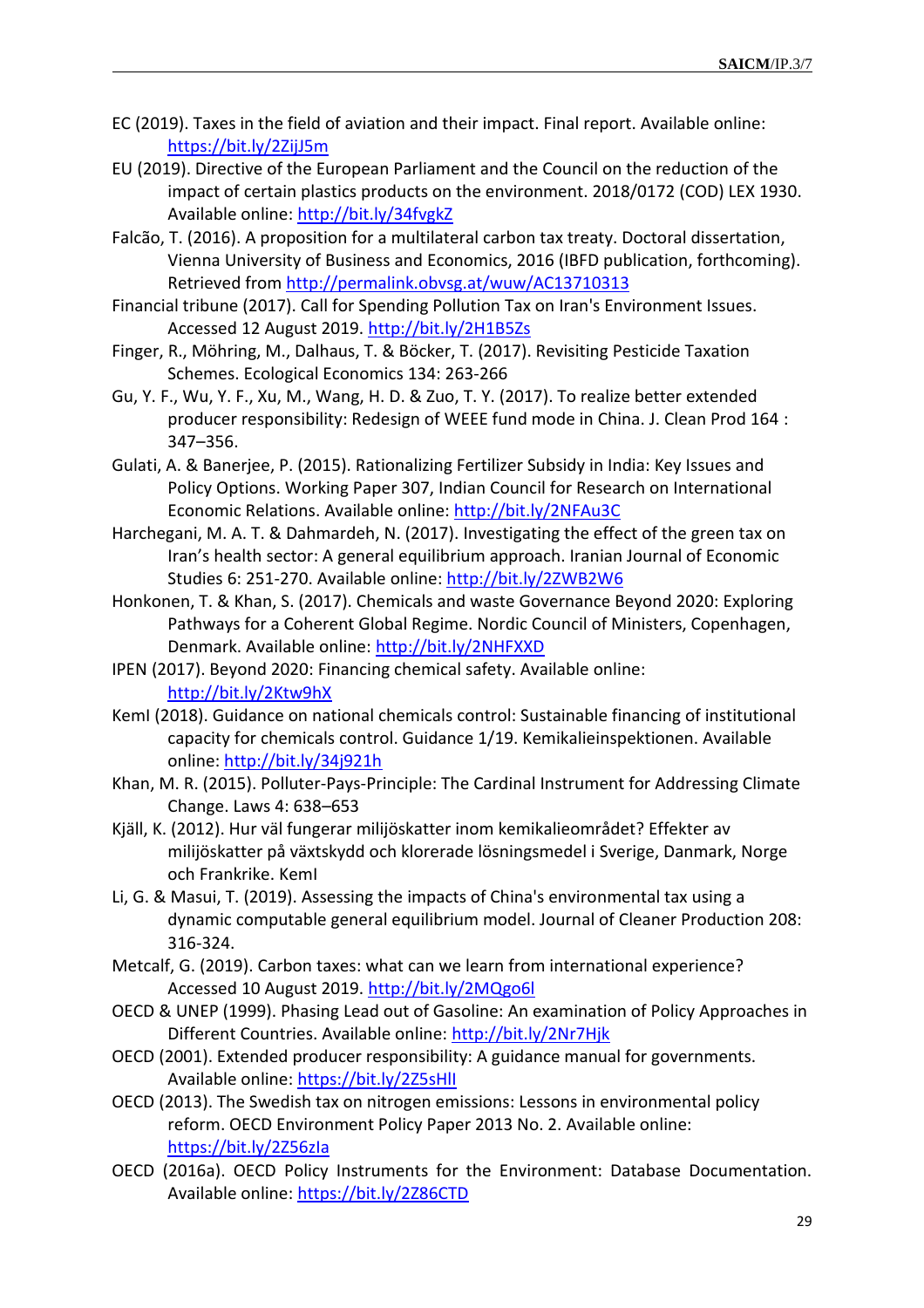EC (2019). Taxes in the field of aviation and their impact. Final report. Available online: https://bit.ly/2ZijJ5m

EU (2019). Directive of the European Parliament and the Council on the reduction of the impact of certain plastics products on the environment. 2018/0172 (COD) LEX 1930. Available online: http://bit.ly/34fvgkZ

Falcão, T. (2016). A proposition for a multilateral carbon tax treaty. Doctoral dissertation, Vienna University of Business and Economics, 2016 (IBFD publication, forthcoming). Retrieved from http://permalink.obvsg.at/wuw/AC13710313

Financial tribune (2017). Call for Spending Pollution Tax on Iran's Environment Issues. Accessed 12 August 2019. http://bit.ly/2H1B5Zs

Finger, R., Möhring, M., Dalhaus, T. & Böcker, T. (2017). Revisiting Pesticide Taxation Schemes. Ecological Economics 134: 263-266

Gu, Y. F., Wu, Y. F., Xu, M., Wang, H. D. & Zuo, T. Y. (2017). To realize better extended producer responsibility: Redesign of WEEE fund mode in China. J. Clean Prod 164 : 347–356.

Gulati, A. & Banerjee, P. (2015). Rationalizing Fertilizer Subsidy in India: Key Issues and Policy Options. Working Paper 307, Indian Council for Research on International Economic Relations. Available online: http://bit.ly/2NFAu3C

Harchegani, M. A. T. & Dahmardeh, N. (2017). Investigating the effect of the green tax on Iran's health sector: A general equilibrium approach. Iranian Journal of Economic Studies 6: 251-270. Available online: http://bit.ly/2ZWB2W6

Honkonen, T. & Khan, S. (2017). Chemicals and waste Governance Beyond 2020: Exploring Pathways for a Coherent Global Regime. Nordic Council of Ministers, Copenhagen, Denmark. Available online: http://bit.ly/2NHFXXD

IPEN (2017). Beyond 2020: Financing chemical safety. Available online: http://bit.ly/2Ktw9hX

KemI (2018). Guidance on national chemicals control: Sustainable financing of institutional capacity for chemicals control. Guidance 1/19. Kemikalieinspektionen. Available online: http://bit.ly/34j921h

Khan, M. R. (2015). Polluter-Pays-Principle: The Cardinal Instrument for Addressing Climate Change. Laws 4: 638–653

Kjäll, K. (2012). Hur väl fungerar milijöskatter inom kemikalieområdet? Effekter av milijöskatter på växtskydd och klorerade lösningsmedel i Sverige, Danmark, Norge och Frankrike. KemI

Li, G. & Masui, T. (2019). Assessing the impacts of China's environmental tax using a dynamic computable general equilibrium model. Journal of Cleaner Production 208: 316-324.

Metcalf, G. (2019). Carbon taxes: what can we learn from international experience? Accessed 10 August 2019. http://bit.ly/2MQgo6l

OECD & UNEP (1999). Phasing Lead out of Gasoline: An examination of Policy Approaches in Different Countries. Available online: http://bit.ly/2Nr7Hjk

OECD (2001). Extended producer responsibility: A guidance manual for governments. Available online: https://bit.ly/2Z5sHlI

OECD (2013). The Swedish tax on nitrogen emissions: Lessons in environmental policy reform. OECD Environment Policy Paper 2013 No. 2. Available online: https://bit.ly/2Z56zIa

OECD (2016a). OECD Policy Instruments for the Environment: Database Documentation. Available online: https://bit.ly/2Z86CTD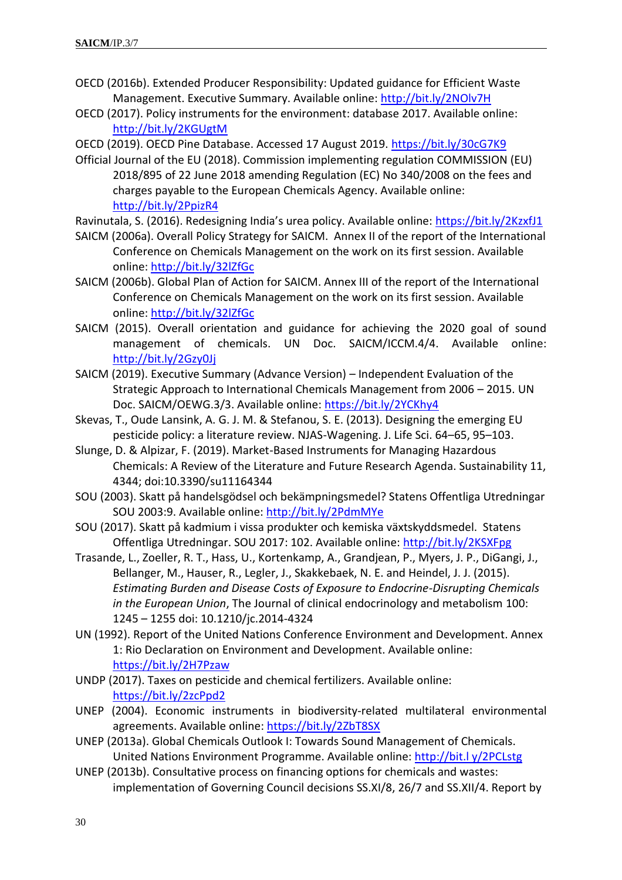OECD (2016b). Extended Producer Responsibility: Updated guidance for Efficient Waste Management. Executive Summary. Available online: http://bit.ly/2NOlv7H

OECD (2017). Policy instruments for the environment: database 2017. Available online: http://bit.ly/2KGUgtM

OECD (2019). OECD Pine Database. Accessed 17 August 2019. https://bit.ly/30cG7K9

Official Journal of the EU (2018). Commission implementing regulation COMMISSION (EU) 2018/895 of 22 June 2018 amending Regulation (EC) No 340/2008 on the fees and charges payable to the European Chemicals Agency. Available online: http://bit.ly/2PpizR4

Ravinutala, S. (2016). Redesigning India's urea policy. Available online: https://bit.ly/2KzxfJ1

SAICM (2006a). Overall Policy Strategy for SAICM. Annex II of the report of the International Conference on Chemicals Management on the work on its first session. Available online: http://bit.ly/32lZfGc

SAICM (2006b). Global Plan of Action for SAICM. Annex III of the report of the International Conference on Chemicals Management on the work on its first session. Available online: http://bit.ly/32lZfGc

SAICM (2015). Overall orientation and guidance for achieving the 2020 goal of sound management of chemicals. UN Doc. SAICM/ICCM.4/4. Available online: http://bit.ly/2Gzy0Jj

SAICM (2019). Executive Summary (Advance Version) – Independent Evaluation of the Strategic Approach to International Chemicals Management from 2006 – 2015. UN Doc. SAICM/OEWG.3/3. Available online: https://bit.ly/2YCKhy4

Skevas, T., Oude Lansink, A. G. J. M. & Stefanou, S. E. (2013). Designing the emerging EU pesticide policy: a literature review. NJAS-Wagening. J. Life Sci. 64–65, 95–103.

Slunge, D. & Alpizar, F. (2019). Market-Based Instruments for Managing Hazardous Chemicals: A Review of the Literature and Future Research Agenda. Sustainability 11, 4344; doi:10.3390/su11164344

SOU (2003). Skatt på handelsgödsel och bekämpningsmedel? Statens Offentliga Utredningar SOU 2003:9. Available online: http://bit.ly/2PdmMYe

SOU (2017). Skatt på kadmium i vissa produkter och kemiska växtskyddsmedel. Statens Offentliga Utredningar. SOU 2017: 102. Available online: http://bit.ly/2KSXFpg

Trasande, L., Zoeller, R. T., Hass, U., Kortenkamp, A., Grandjean, P., Myers, J. P., DiGangi, J., Bellanger, M., Hauser, R., Legler, J., Skakkebaek, N. E. and Heindel, J. J. (2015). *Estimating Burden and Disease Costs of Exposure to Endocrine-Disrupting Chemicals in the European Union*, The Journal of clinical endocrinology and metabolism 100: 1245 – 1255 doi: 10.1210/jc.2014-4324

UN (1992). Report of the United Nations Conference Environment and Development. Annex 1: Rio Declaration on Environment and Development. Available online: https://bit.ly/2H7Pzaw

UNDP (2017). Taxes on pesticide and chemical fertilizers. Available online: https://bit.ly/2zcPpd2

UNEP (2004). Economic instruments in biodiversity-related multilateral environmental agreements. Available online: https://bit.ly/2ZbT8SX

UNEP (2013a). Global Chemicals Outlook I: Towards Sound Management of Chemicals. United Nations Environment Programme. Available online: http://bit.l y/2PCLstg

UNEP (2013b). Consultative process on financing options for chemicals and wastes: implementation of Governing Council decisions SS.XI/8, 26/7 and SS.XII/4. Report by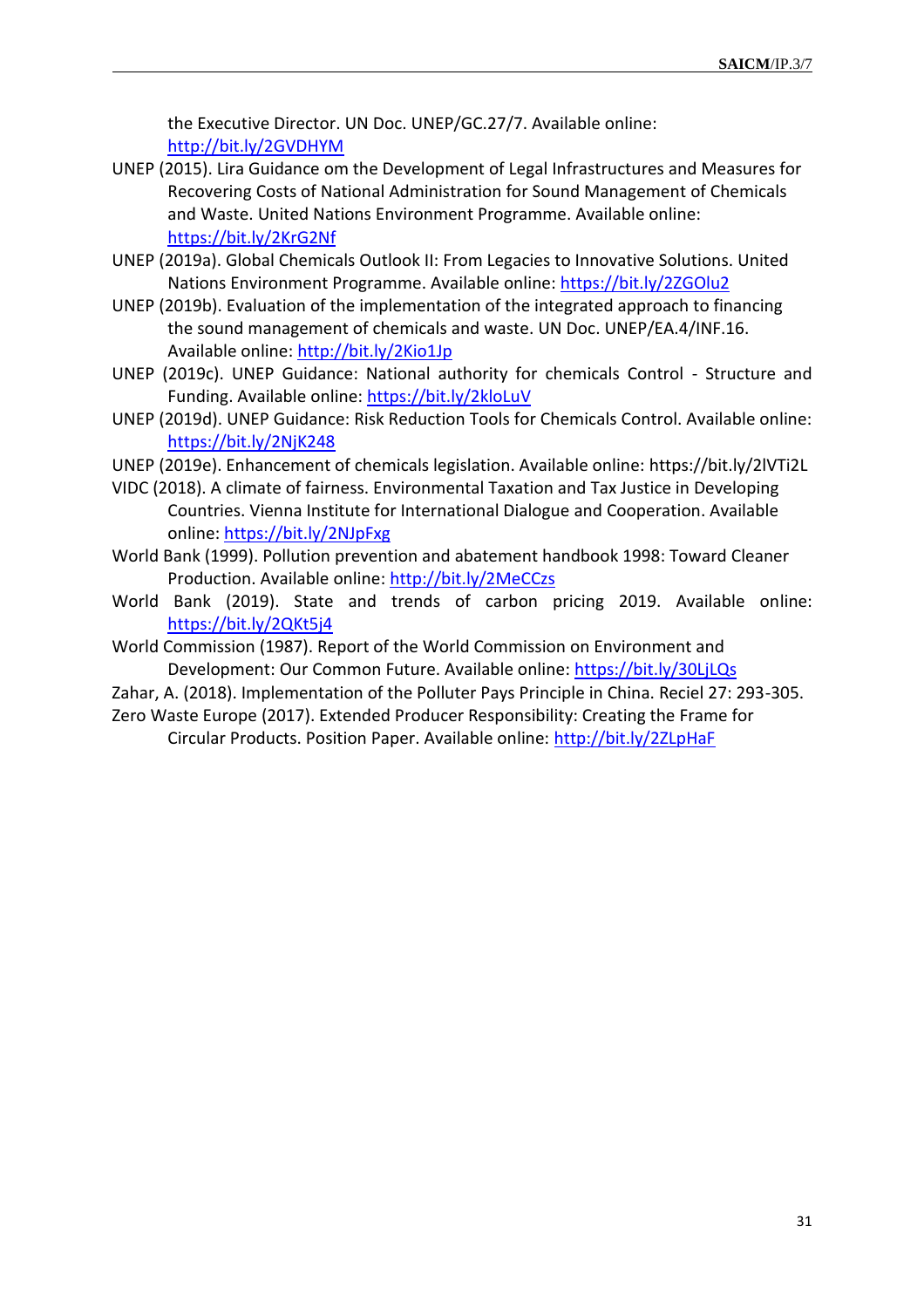the Executive Director. UN Doc. UNEP/GC.27/7. Available online: http://bit.ly/2GVDHYM

UNEP (2015). Lira Guidance om the Development of Legal Infrastructures and Measures for Recovering Costs of National Administration for Sound Management of Chemicals and Waste. United Nations Environment Programme. Available online: https://bit.ly/2KrG2Nf

UNEP (2019a). Global Chemicals Outlook II: From Legacies to Innovative Solutions. United Nations Environment Programme. Available online: https://bit.ly/2ZGOlu2

UNEP (2019b). Evaluation of the implementation of the integrated approach to financing the sound management of chemicals and waste. UN Doc. UNEP/EA.4/INF.16. Available online: http://bit.ly/2Kio1Jp

UNEP (2019c). UNEP Guidance: National authority for chemicals Control - Structure and Funding. Available online: https://bit.ly/2kloLuV

UNEP (2019d). UNEP Guidance: Risk Reduction Tools for Chemicals Control. Available online: https://bit.ly/2NjK248

UNEP (2019e). Enhancement of chemicals legislation. Available online: https://bit.ly/2lVTi2L

VIDC (2018). A climate of fairness. Environmental Taxation and Tax Justice in Developing Countries. Vienna Institute for International Dialogue and Cooperation. Available online: https://bit.ly/2NJpFxg

World Bank (1999). Pollution prevention and abatement handbook 1998: Toward Cleaner Production. Available online: http://bit.ly/2MeCCzs

World Bank (2019). State and trends of carbon pricing 2019. Available online: https://bit.ly/2QKt5j4

World Commission (1987). Report of the World Commission on Environment and Development: Our Common Future. Available online: https://bit.ly/30LjLQs

Zahar, A. (2018). Implementation of the Polluter Pays Principle in China. Reciel 27: 293-305.

Zero Waste Europe (2017). Extended Producer Responsibility: Creating the Frame for Circular Products. Position Paper. Available online: http://bit.ly/2ZLpHaF